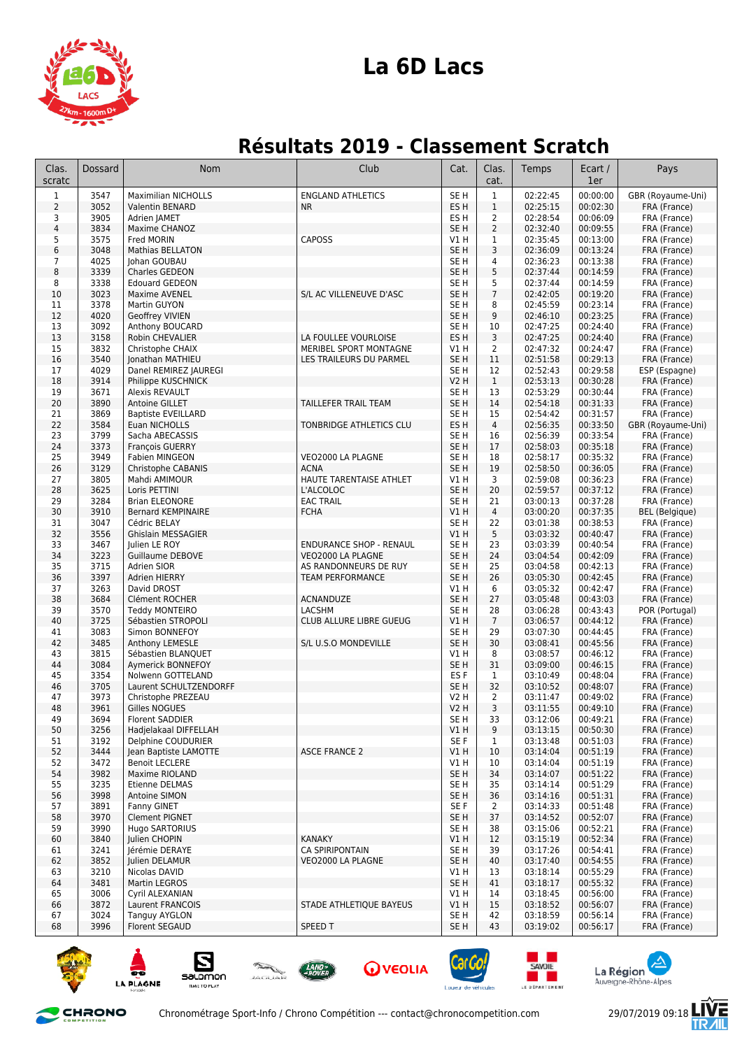# La 6D Lacs

## Résultats 2019 - Classement Scratch

| Clas. scratc | Dossard | Nom | Club | Cat. | Clas. cat. | Temps | Ecart / 1er | Pays |
|---|---|---|---|---|---|---|---|---|
| 1 | 3547 | Maximilian NICHOLLS | ENGLAND ATHLETICS | SE H | 1 | 02:22:45 | 00:00:00 | GBR (Royaume-Uni) |
| 2 | 3052 | Valentin BENARD | NR | ES H | 1 | 02:25:15 | 00:02:30 | FRA (France) |
| 3 | 3905 | Adrien JAMET | | ES H | 2 | 02:28:54 | 00:06:09 | FRA (France) |
| 4 | 3834 | Maxime CHANOZ | | SE H | 2 | 02:32:40 | 00:09:55 | FRA (France) |
| 5 | 3575 | Fred MORIN | CAPOSS | V1 H | 1 | 02:35:45 | 00:13:00 | FRA (France) |
| 6 | 3048 | Mathias BELLATON | | SE H | 3 | 02:36:09 | 00:13:24 | FRA (France) |
| 7 | 4025 | Johan GOUBAU | | SE H | 4 | 02:36:23 | 00:13:38 | FRA (France) |
| 8 | 3339 | Charles GEDEON | | SE H | 5 | 02:37:44 | 00:14:59 | FRA (France) |
| 8 | 3338 | Edouard GEDEON | | SE H | 5 | 02:37:44 | 00:14:59 | FRA (France) |
| 10 | 3023 | Maxime AVENEL | S/L AC VILLENEUVE D'ASC | SE H | 7 | 02:42:05 | 00:19:20 | FRA (France) |
| 11 | 3378 | Martin GUYON | | SE H | 8 | 02:45:59 | 00:23:14 | FRA (France) |
| 12 | 4020 | Geoffrey VIVIEN | | SE H | 9 | 02:46:10 | 00:23:25 | FRA (France) |
| 13 | 3092 | Anthony BOUCARD | | SE H | 10 | 02:47:25 | 00:24:40 | FRA (France) |
| 13 | 3158 | Robin CHEVALIER | LA FOULEE VOURLOISE | ES H | 3 | 02:47:25 | 00:24:40 | FRA (France) |
| 15 | 3832 | Christophe CHAIX | MERIBEL SPORT MONTAGNE | V1 H | 2 | 02:47:32 | 00:24:47 | FRA (France) |
| 16 | 3540 | Jonathan MATHIEU | LES TRAILEURS DU PARMEL | SE H | 11 | 02:51:58 | 00:29:13 | FRA (France) |
| 17 | 4029 | Danel REMIREZ JAUREGI | | SE H | 12 | 02:52:43 | 00:29:58 | ESP (Espagne) |
| 18 | 3914 | Philippe KUSCHNICK | | V2 H | 1 | 02:53:13 | 00:30:28 | FRA (France) |
| 19 | 3671 | Alexis REVAULT | | SE H | 13 | 02:53:29 | 00:30:44 | FRA (France) |
| 20 | 3890 | Antoine GILLET | TAILLEFER TRAIL TEAM | SE H | 14 | 02:54:18 | 00:31:33 | FRA (France) |
| 21 | 3869 | Baptiste EVEILLARD | | SE H | 15 | 02:54:42 | 00:31:57 | FRA (France) |
| 22 | 3584 | Euan NICHOLLS | TONBRIDGE ATHLETICS CLU | ES H | 4 | 02:56:35 | 00:33:50 | GBR (Royaume-Uni) |
| 23 | 3799 | Sacha ABECASSIS | | SE H | 16 | 02:56:39 | 00:33:54 | FRA (France) |
| 24 | 3373 | François GUERRY | | SE H | 17 | 02:58:03 | 00:35:18 | FRA (France) |
| 25 | 3949 | Fabien MINGEON | VEO2000 LA PLAGNE | SE H | 18 | 02:58:17 | 00:35:32 | FRA (France) |
| 26 | 3129 | Christophe CABANIS | ACNA | SE H | 19 | 02:58:50 | 00:36:05 | FRA (France) |
| 27 | 3805 | Mahdi AMIMOUR | HAUTE TARENTAISE ATHLET | V1 H | 3 | 02:59:08 | 00:36:23 | FRA (France) |
| 28 | 3625 | Loris PETTINI | L'ALCOLOC | SE H | 20 | 02:59:57 | 00:37:12 | FRA (France) |
| 29 | 3284 | Brian ELEONORE | EAC TRAIL | SE H | 21 | 03:00:13 | 00:37:28 | FRA (France) |
| 30 | 3910 | Bernard KEMPINAIRE | FCHA | V1 H | 4 | 03:00:20 | 00:37:35 | BEL (Belgique) |
| 31 | 3047 | Cédric BELAY | | SE H | 22 | 03:01:38 | 00:38:53 | FRA (France) |
| 32 | 3556 | Ghislain MESSAGIER | | V1 H | 5 | 03:03:32 | 00:40:47 | FRA (France) |
| 33 | 3467 | Julien LE ROY | ENDURANCE SHOP - RENAUL | SE H | 23 | 03:03:39 | 00:40:54 | FRA (France) |
| 34 | 3223 | Guillaume DEBOVE | VEO2000 LA PLAGNE | SE H | 24 | 03:04:54 | 00:42:09 | FRA (France) |
| 35 | 3715 | Adrien SIOR | AS RANDONNEURS DE RUY | SE H | 25 | 03:04:58 | 00:42:13 | FRA (France) |
| 36 | 3397 | Adrien HIERRY | TEAM PERFORMANCE | SE H | 26 | 03:05:30 | 00:42:45 | FRA (France) |
| 37 | 3263 | David DROST | | V1 H | 6 | 03:05:32 | 00:42:47 | FRA (France) |
| 38 | 3684 | Clément ROCHER | ACNANDUZE | SE H | 27 | 03:05:48 | 00:43:03 | FRA (France) |
| 39 | 3570 | Teddy MONTEIRO | LACSHM | SE H | 28 | 03:06:28 | 00:43:43 | POR (Portugal) |
| 40 | 3725 | Sébastien STROPOLI | CLUB ALLURE LIBRE GUEUG | V1 H | 7 | 03:06:57 | 00:44:12 | FRA (France) |
| 41 | 3083 | Simon BONNEFOY | | SE H | 29 | 03:07:30 | 00:44:45 | FRA (France) |
| 42 | 3485 | Anthony LEMESLE | S/L U.S.O MONDEVILLE | SE H | 30 | 03:08:41 | 00:45:56 | FRA (France) |
| 43 | 3815 | Sébastien BLANQUET | | V1 H | 8 | 03:08:57 | 00:46:12 | FRA (France) |
| 44 | 3084 | Aymerick BONNEFOY | | SE H | 31 | 03:09:00 | 00:46:15 | FRA (France) |
| 45 | 3354 | Nolwenn GOTTELAND | | ES F | 1 | 03:10:49 | 00:48:04 | FRA (France) |
| 46 | 3705 | Laurent SCHULTZENDORFF | | SE H | 32 | 03:10:52 | 00:48:07 | FRA (France) |
| 47 | 3973 | Christophe PREZEAU | | V2 H | 2 | 03:11:47 | 00:49:02 | FRA (France) |
| 48 | 3961 | Gilles NOGUES | | V2 H | 3 | 03:11:55 | 00:49:10 | FRA (France) |
| 49 | 3694 | Florent SADDIER | | SE H | 33 | 03:12:06 | 00:49:21 | FRA (France) |
| 50 | 3256 | Hadjelakaal DIFFELLAH | | V1 H | 9 | 03:13:15 | 00:50:30 | FRA (France) |
| 51 | 3192 | Delphine COUDURIER | | SE F | 1 | 03:13:48 | 00:51:03 | FRA (France) |
| 52 | 3444 | Jean Baptiste LAMOTTE | ASCE FRANCE 2 | V1 H | 10 | 03:14:04 | 00:51:19 | FRA (France) |
| 52 | 3472 | Benoit LECLERE | | V1 H | 10 | 03:14:04 | 00:51:19 | FRA (France) |
| 54 | 3982 | Maxime RIOLAND | | SE H | 34 | 03:14:07 | 00:51:22 | FRA (France) |
| 55 | 3235 | Etienne DELMAS | | SE H | 35 | 03:14:14 | 00:51:29 | FRA (France) |
| 56 | 3998 | Antoine SIMON | | SE H | 36 | 03:14:16 | 00:51:31 | FRA (France) |
| 57 | 3891 | Fanny GINET | | SE F | 2 | 03:14:33 | 00:51:48 | FRA (France) |
| 58 | 3970 | Clement PIGNET | | SE H | 37 | 03:14:52 | 00:52:07 | FRA (France) |
| 59 | 3990 | Hugo SARTORIUS | | SE H | 38 | 03:15:06 | 00:52:21 | FRA (France) |
| 60 | 3840 | Julien CHOPIN | KANAKY | V1 H | 12 | 03:15:19 | 00:52:34 | FRA (France) |
| 61 | 3241 | Jérémie DERAYE | CA SPIRIPONTAIN | SE H | 39 | 03:17:26 | 00:54:41 | FRA (France) |
| 62 | 3852 | Julien DELAMUR | VEO2000 LA PLAGNE | SE H | 40 | 03:17:40 | 00:54:55 | FRA (France) |
| 63 | 3210 | Nicolas DAVID | | V1 H | 13 | 03:18:14 | 00:55:29 | FRA (France) |
| 64 | 3481 | Martin LEGROS | | SE H | 41 | 03:18:17 | 00:55:32 | FRA (France) |
| 65 | 3006 | Cyril ALEXANIAN | | V1 H | 14 | 03:18:45 | 00:56:00 | FRA (France) |
| 66 | 3872 | Laurent FRANCOIS | STADE ATHLETIQUE BAYEUS | V1 H | 15 | 03:18:52 | 00:56:07 | FRA (France) |
| 67 | 3024 | Tanguy AYLGON | | SE H | 42 | 03:18:59 | 00:56:14 | FRA (France) |
| 68 | 3996 | Florent SEGAUD | SPEED T | SE H | 43 | 03:19:02 | 00:56:17 | FRA (France) |

Chronométrage Sport-Info / Chrono Compétition --- contact@chronocompetition.com

29/07/2019 09:18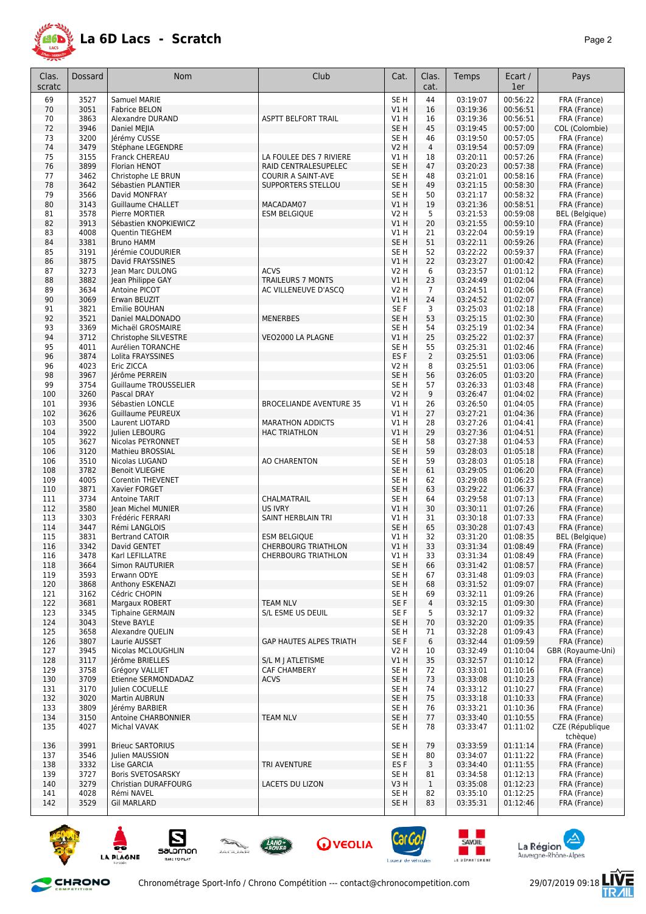# La 6D Lacs - Scratch

| Clas. scratc | Dossard | Nom | Club | Cat. | Clas. cat. | Temps | Ecart / 1er | Pays |
|---|---|---|---|---|---|---|---|---|
| 69 | 3527 | Samuel MARIE | | SE H | 44 | 03:19:07 | 00:56:22 | FRA (France) |
| 70 | 3051 | Fabrice BELON | | V1 H | 16 | 03:19:36 | 00:56:51 | FRA (France) |
| 70 | 3863 | Alexandre DURAND | ASPTT BELFORT TRAIL | V1 H | 16 | 03:19:36 | 00:56:51 | FRA (France) |
| 72 | 3946 | Daniel MEJIA | | SE H | 45 | 03:19:45 | 00:57:00 | COL (Colombie) |
| 73 | 3200 | Jérémy CUSSE | | SE H | 46 | 03:19:50 | 00:57:05 | FRA (France) |
| 74 | 3479 | Stéphane LEGENDRE | | V2 H | 4 | 03:19:54 | 00:57:09 | FRA (France) |
| 75 | 3155 | Franck CHEREAU | LA FOULEE DES 7 RIVIERE | V1 H | 18 | 03:20:11 | 00:57:26 | FRA (France) |
| 76 | 3899 | Florian HENOT | RAID CENTRALESUPELEC | SE H | 47 | 03:20:23 | 00:57:38 | FRA (France) |
| 77 | 3462 | Christophe LE BRUN | COURIR A SAINT-AVE | SE H | 48 | 03:21:01 | 00:58:16 | FRA (France) |
| 78 | 3642 | Sébastien PLANTIER | SUPPORTERS STELLOU | SE H | 49 | 03:21:15 | 00:58:30 | FRA (France) |
| 79 | 3566 | David MONFRAY | | SE H | 50 | 03:21:17 | 00:58:32 | FRA (France) |
| 80 | 3143 | Guillaume CHALLET | MACADAM07 | V1 H | 19 | 03:21:36 | 00:58:51 | FRA (France) |
| 81 | 3578 | Pierre MORTIER | ESM BELGIQUE | V2 H | 5 | 03:21:53 | 00:59:08 | BEL (Belgique) |
| 82 | 3913 | Sébastien KNOPKIEWICZ | | V1 H | 20 | 03:21:55 | 00:59:10 | FRA (France) |
| 83 | 4008 | Quentin TIEGHEM | | V1 H | 21 | 03:22:04 | 00:59:19 | FRA (France) |
| 84 | 3381 | Bruno HAMM | | SE H | 51 | 03:22:11 | 00:59:26 | FRA (France) |
| 85 | 3191 | Jérémie COUDURIER | | SE H | 52 | 03:22:22 | 00:59:37 | FRA (France) |
| 86 | 3875 | David FRAYSSINES | | V1 H | 22 | 03:23:27 | 01:00:42 | FRA (France) |
| 87 | 3273 | Jean Marc DULONG | ACVS | V2 H | 6 | 03:23:57 | 01:01:12 | FRA (France) |
| 88 | 3882 | Jean Philippe GAY | TRAILEURS 7 MONTS | V1 H | 23 | 03:24:49 | 01:02:04 | FRA (France) |
| 89 | 3634 | Antoine PICOT | AC VILLENEUVE D'ASCQ | V2 H | 7 | 03:24:51 | 01:02:06 | FRA (France) |
| 90 | 3069 | Erwan BEUZIT | | V1 H | 24 | 03:24:52 | 01:02:07 | FRA (France) |
| 91 | 3821 | Emilie BOUHAN | | SE F | 3 | 03:25:03 | 01:02:18 | FRA (France) |
| 92 | 3521 | Daniel MALDONADO | MENERBES | SE H | 53 | 03:25:15 | 01:02:30 | FRA (France) |
| 93 | 3369 | Michaël GROSMAIRE | | SE H | 54 | 03:25:19 | 01:02:34 | FRA (France) |
| 94 | 3712 | Christophe SILVESTRE | VEO2000 LA PLAGNE | V1 H | 25 | 03:25:22 | 01:02:37 | FRA (France) |
| 95 | 4011 | Aurélien TORANCHE | | SE H | 55 | 03:25:31 | 01:02:46 | FRA (France) |
| 96 | 3874 | Lolita FRAYSSINES | | ES F | 2 | 03:25:51 | 01:03:06 | FRA (France) |
| 96 | 4023 | Eric ZICCA | | V2 H | 8 | 03:25:51 | 01:03:06 | FRA (France) |
| 98 | 3967 | Jérôme PERREIN | | SE H | 56 | 03:26:05 | 01:03:20 | FRA (France) |
| 99 | 3754 | Guillaume TROUSSELIER | | SE H | 57 | 03:26:33 | 01:03:48 | FRA (France) |
| 100 | 3260 | Pascal DRAY | | V2 H | 9 | 03:26:47 | 01:04:02 | FRA (France) |
| 101 | 3936 | Sébastien LONCLE | BROCELIANDE AVENTURE 35 | V1 H | 26 | 03:26:50 | 01:04:05 | FRA (France) |
| 102 | 3626 | Guillaume PEUREUX | | V1 H | 27 | 03:27:21 | 01:04:36 | FRA (France) |
| 103 | 3500 | Laurent LIOTARD | MARATHON ADDICTS | V1 H | 28 | 03:27:26 | 01:04:41 | FRA (France) |
| 104 | 3922 | Julien LEBOURG | HAC TRIATHLON | V1 H | 29 | 03:27:36 | 01:04:51 | FRA (France) |
| 105 | 3627 | Nicolas PEYRONNET | | SE H | 58 | 03:27:38 | 01:04:53 | FRA (France) |
| 106 | 3120 | Mathieu BROSSIAL | | SE H | 59 | 03:28:03 | 01:05:18 | FRA (France) |
| 106 | 3510 | Nicolas LUGAND | AO CHARENTON | SE H | 59 | 03:28:03 | 01:05:18 | FRA (France) |
| 108 | 3782 | Benoit VLIEGHE | | SE H | 61 | 03:29:05 | 01:06:20 | FRA (France) |
| 109 | 4005 | Corentin THEVENET | | SE H | 62 | 03:29:08 | 01:06:23 | FRA (France) |
| 110 | 3871 | Xavier FORGET | | SE H | 63 | 03:29:22 | 01:06:37 | FRA (France) |
| 111 | 3734 | Antoine TARIT | CHALMATRAIL | SE H | 64 | 03:29:58 | 01:07:13 | FRA (France) |
| 112 | 3580 | Jean Michel MUNIER | US IVRY | V1 H | 30 | 03:30:11 | 01:07:26 | FRA (France) |
| 113 | 3303 | Frédéric FERRARI | SAINT HERBLAIN TRI | V1 H | 31 | 03:30:18 | 01:07:33 | FRA (France) |
| 114 | 3447 | Rémi LANGLOIS | | SE H | 65 | 03:30:28 | 01:07:43 | FRA (France) |
| 115 | 3831 | Bertrand CATOIR | ESM BELGIQUE | V1 H | 32 | 03:31:20 | 01:08:35 | BEL (Belgique) |
| 116 | 3342 | David GENTET | CHERBOURG TRIATHLON | V1 H | 33 | 03:31:34 | 01:08:49 | FRA (France) |
| 116 | 3478 | Karl LEFILLATRE | CHERBOURG TRIATHLON | V1 H | 33 | 03:31:34 | 01:08:49 | FRA (France) |
| 118 | 3664 | Simon RAUTURIER | | SE H | 66 | 03:31:42 | 01:08:57 | FRA (France) |
| 119 | 3593 | Erwann ODYE | | SE H | 67 | 03:31:48 | 01:09:03 | FRA (France) |
| 120 | 3868 | Anthony ESKENAZI | | SE H | 68 | 03:31:52 | 01:09:07 | FRA (France) |
| 121 | 3162 | Cédric CHOPIN | | SE H | 69 | 03:32:11 | 01:09:26 | FRA (France) |
| 122 | 3681 | Margaux ROBERT | TEAM NLV | SE F | 4 | 03:32:15 | 01:09:30 | FRA (France) |
| 123 | 3345 | Tiphaine GERMAIN | S/L ESME US DEUIL | SE F | 5 | 03:32:17 | 01:09:32 | FRA (France) |
| 124 | 3043 | Steve BAYLE | | SE H | 70 | 03:32:20 | 01:09:35 | FRA (France) |
| 125 | 3658 | Alexandre QUELIN | | SE H | 71 | 03:32:28 | 01:09:43 | FRA (France) |
| 126 | 3807 | Laurie AUSSET | GAP HAUTES ALPES TRIATH | SE F | 6 | 03:32:44 | 01:09:59 | FRA (France) |
| 127 | 3945 | Nicolas MCLOUGHLIN | | V2 H | 10 | 03:32:49 | 01:10:04 | GBR (Royaume-Uni) |
| 128 | 3117 | Jérôme BRIELLES | S/L M J ATLETISME | V1 H | 35 | 03:32:57 | 01:10:12 | FRA (France) |
| 129 | 3758 | Grégory VALLIET | CAF CHAMBERY | SE H | 72 | 03:33:01 | 01:10:16 | FRA (France) |
| 130 | 3709 | Etienne SERMONDADAZ | ACVS | SE H | 73 | 03:33:08 | 01:10:23 | FRA (France) |
| 131 | 3170 | Julien COCUELLE | | SE H | 74 | 03:33:12 | 01:10:27 | FRA (France) |
| 132 | 3020 | Martin AUBRUN | | SE H | 75 | 03:33:18 | 01:10:33 | FRA (France) |
| 133 | 3809 | Jérémy BARBIER | | SE H | 76 | 03:33:21 | 01:10:36 | FRA (France) |
| 134 | 3150 | Antoine CHARBONNIER | TEAM NLV | SE H | 77 | 03:33:40 | 01:10:55 | FRA (France) |
| 135 | 4027 | Michal VAVAK | | SE H | 78 | 03:33:47 | 01:11:02 | CZE (République tchèque) |
| 136 | 3991 | Brieuc SARTORIUS | | SE H | 79 | 03:33:59 | 01:11:14 | FRA (France) |
| 137 | 3546 | Julien MAUSSION | | SE H | 80 | 03:34:07 | 01:11:22 | FRA (France) |
| 138 | 3332 | Lise GARCIA | TRI AVENTURE | ES F | 3 | 03:34:40 | 01:11:55 | FRA (France) |
| 139 | 3727 | Boris SVETOSARSKY | | SE H | 81 | 03:34:58 | 01:12:13 | FRA (France) |
| 140 | 3279 | Christian DURAFFOURG | LACETS DU LIZON | V3 H | 1 | 03:35:08 | 01:12:23 | FRA (France) |
| 141 | 4028 | Rémi NAVEL | | SE H | 82 | 03:35:10 | 01:12:25 | FRA (France) |
| 142 | 3529 | Gil MARLARD | | SE H | 83 | 03:35:31 | 01:12:46 | FRA (France) |

Chronométrage Sport-Info / Chrono Compétition --- contact@chronocompetition.com

29/07/2019 09:18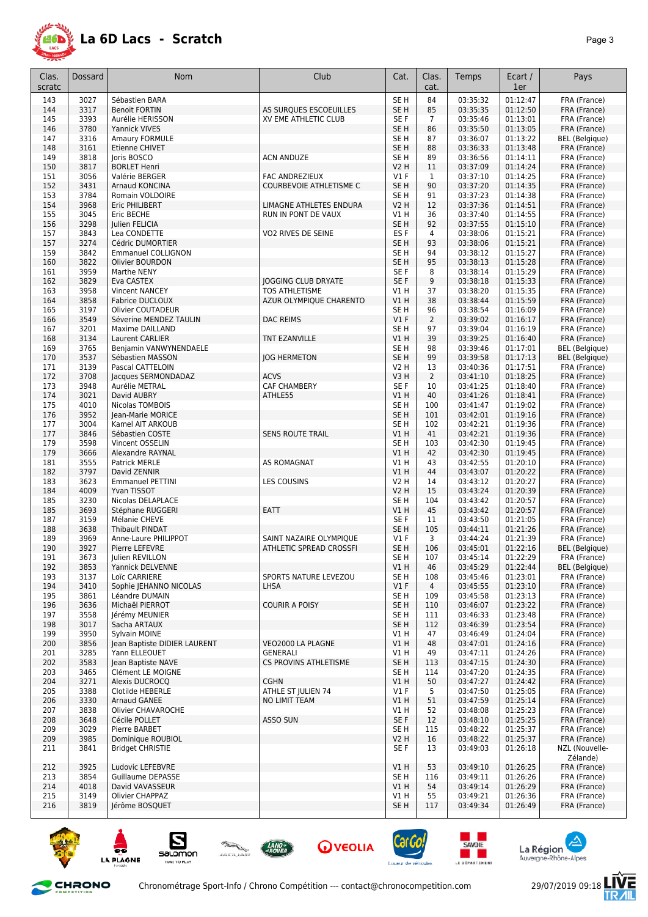# La 6D Lacs - Scratch

| Clas. scratc | Dossard | Nom | Club | Cat. | Clas. cat. | Temps | Ecart / 1er | Pays |
|---|---|---|---|---|---|---|---|---|
| 143 | 3027 | Sébastien BARA | | SE H | 84 | 03:35:32 | 01:12:47 | FRA (France) |
| 144 | 3317 | Benoit FORTIN | AS SURQUES ESCOEUILLES | SE H | 85 | 03:35:35 | 01:12:50 | FRA (France) |
| 145 | 3393 | Aurélie HERISSON | XV EME ATHLETIC CLUB | SE F | 7 | 03:35:46 | 01:13:01 | FRA (France) |
| 146 | 3780 | Yannick VIVES | | SE H | 86 | 03:35:50 | 01:13:05 | FRA (France) |
| 147 | 3316 | Amaury FORMULE | | SE H | 87 | 03:36:07 | 01:13:22 | BEL (Belgique) |
| 148 | 3161 | Etienne CHIVET | | SE H | 88 | 03:36:33 | 01:13:48 | FRA (France) |
| 149 | 3818 | Joris BOSCO | ACN ANDUZE | SE H | 89 | 03:36:56 | 01:14:11 | FRA (France) |
| 150 | 3817 | BORLET Henri | | V2 H | 11 | 03:37:09 | 01:14:24 | FRA (France) |
| 151 | 3056 | Valérie BERGER | FAC ANDREZIEUX | V1 F | 1 | 03:37:10 | 01:14:25 | FRA (France) |
| 152 | 3431 | Arnaud KONCINA | COURBEVOIE ATHLETISME C | SE H | 90 | 03:37:20 | 01:14:35 | FRA (France) |
| 153 | 3784 | Romain VOLDOIRE | | SE H | 91 | 03:37:23 | 01:14:38 | FRA (France) |
| 154 | 3968 | Eric PHILIBERT | LIMAGNE ATHLETES ENDURA | V2 H | 12 | 03:37:36 | 01:14:51 | FRA (France) |
| 155 | 3045 | Eric BECHE | RUN IN PONT DE VAUX | V1 H | 36 | 03:37:40 | 01:14:55 | FRA (France) |
| 156 | 3298 | Julien FELICIA | | SE H | 92 | 03:37:55 | 01:15:10 | FRA (France) |
| 157 | 3843 | Lea CONDETTE | VO2 RIVES DE SEINE | ES F | 4 | 03:38:06 | 01:15:21 | FRA (France) |
| 157 | 3274 | Cédric DUMORTIER | | SE H | 93 | 03:38:06 | 01:15:21 | FRA (France) |
| 159 | 3842 | Emmanuel COLLIGNON | | SE H | 94 | 03:38:12 | 01:15:27 | FRA (France) |
| 160 | 3822 | Olivier BOURDON | | SE H | 95 | 03:38:13 | 01:15:28 | FRA (France) |
| 161 | 3959 | Marthe NENY | | SE F | 8 | 03:38:14 | 01:15:29 | FRA (France) |
| 162 | 3829 | Eva CASTEX | JOGGING CLUB DRYATE | SE F | 9 | 03:38:18 | 01:15:33 | FRA (France) |
| 163 | 3958 | Vincent NANCEY | TOS ATHLETISME | V1 H | 37 | 03:38:20 | 01:15:35 | FRA (France) |
| 164 | 3858 | Fabrice DUCLOUX | AZUR OLYMPIQUE CHARENTO | V1 H | 38 | 03:38:44 | 01:15:59 | FRA (France) |
| 165 | 3197 | Olivier COUTADEUR | | SE H | 96 | 03:38:54 | 01:16:09 | FRA (France) |
| 166 | 3549 | Séverine MENDEZ TAULIN | DAC REIMS | V1 F | 2 | 03:39:02 | 01:16:17 | FRA (France) |
| 167 | 3201 | Maxime DAILLAND | | SE H | 97 | 03:39:04 | 01:16:19 | FRA (France) |
| 168 | 3134 | Laurent CARLIER | TNT EZANVILLE | V1 H | 39 | 03:39:25 | 01:16:40 | FRA (France) |
| 169 | 3765 | Benjamin VANWYNENDAELE | | SE H | 98 | 03:39:46 | 01:17:01 | BEL (Belgique) |
| 170 | 3537 | Sébastien MASSON | JOG HERMETON | SE H | 99 | 03:39:58 | 01:17:13 | BEL (Belgique) |
| 171 | 3139 | Pascal CATTELOIN | | V2 H | 13 | 03:40:36 | 01:17:51 | FRA (France) |
| 172 | 3708 | Jacques SERMONDADAZ | ACVS | V3 H | 2 | 03:41:10 | 01:18:25 | FRA (France) |
| 173 | 3948 | Aurélie METRAL | CAF CHAMBERY | SE F | 10 | 03:41:25 | 01:18:40 | FRA (France) |
| 174 | 3021 | David AUBRY | ATHLE55 | V1 H | 40 | 03:41:26 | 01:18:41 | FRA (France) |
| 175 | 4010 | Nicolas TOMBOIS | | SE H | 100 | 03:41:47 | 01:19:02 | FRA (France) |
| 176 | 3952 | Jean-Marie MORICE | | SE H | 101 | 03:42:01 | 01:19:16 | FRA (France) |
| 177 | 3004 | Kamel AIT ARKOUB | | SE H | 102 | 03:42:21 | 01:19:36 | FRA (France) |
| 177 | 3846 | Sébastien COSTE | SENS ROUTE TRAIL | V1 H | 41 | 03:42:21 | 01:19:36 | FRA (France) |
| 179 | 3598 | Vincent OSSELIN | | SE H | 103 | 03:42:30 | 01:19:45 | FRA (France) |
| 179 | 3666 | Alexandre RAYNAL | | V1 H | 42 | 03:42:30 | 01:19:45 | FRA (France) |
| 181 | 3555 | Patrick MERLE | AS ROMAGNAT | V1 H | 43 | 03:42:55 | 01:20:10 | FRA (France) |
| 182 | 3797 | David ZENNIR | | V1 H | 44 | 03:43:07 | 01:20:22 | FRA (France) |
| 183 | 3623 | Emmanuel PETTINI | LES COUSINS | V2 H | 14 | 03:43:12 | 01:20:27 | FRA (France) |
| 184 | 4009 | Yvan TISSOT | | V2 H | 15 | 03:43:24 | 01:20:39 | FRA (France) |
| 185 | 3230 | Nicolas DELAPLACE | | SE H | 104 | 03:43:42 | 01:20:57 | FRA (France) |
| 185 | 3693 | Stéphane RUGGERI | EATT | V1 H | 45 | 03:43:42 | 01:20:57 | FRA (France) |
| 187 | 3159 | Mélanie CHEVE | | SE F | 11 | 03:43:50 | 01:21:05 | FRA (France) |
| 188 | 3638 | Thibault PINDAT | | SE H | 105 | 03:44:11 | 01:21:26 | FRA (France) |
| 189 | 3969 | Anne-Laure PHILIPPOT | SAINT NAZAIRE OLYMPIQUE | V1 F | 3 | 03:44:24 | 01:21:39 | FRA (France) |
| 190 | 3927 | Pierre LEFEVRE | ATHLETIC SPREAD CROSSFI | SE H | 106 | 03:45:01 | 01:22:16 | BEL (Belgique) |
| 191 | 3673 | Julien REVILLON | | SE H | 107 | 03:45:14 | 01:22:29 | FRA (France) |
| 192 | 3853 | Yannick DELVENNE | | V1 H | 46 | 03:45:29 | 01:22:44 | BEL (Belgique) |
| 193 | 3137 | Loïc CARRIERE | SPORTS NATURE LEVEZOU | SE H | 108 | 03:45:46 | 01:23:01 | FRA (France) |
| 194 | 3410 | Sophie JEHANNO NICOLAS | LHSA | V1 F | 4 | 03:45:55 | 01:23:10 | FRA (France) |
| 195 | 3861 | Léandre DUMAIN | | SE H | 109 | 03:45:58 | 01:23:13 | FRA (France) |
| 196 | 3636 | Michaël PIERROT | COURIR A POISY | SE H | 110 | 03:46:07 | 01:23:22 | FRA (France) |
| 197 | 3558 | Jérémy MEUNIER | | SE H | 111 | 03:46:33 | 01:23:48 | FRA (France) |
| 198 | 3017 | Sacha ARTAUX | | SE H | 112 | 03:46:39 | 01:23:54 | FRA (France) |
| 199 | 3950 | Sylvain MOINE | | V1 H | 47 | 03:46:49 | 01:24:04 | FRA (France) |
| 200 | 3856 | Jean Baptiste DIDIER LAURENT | VEO2000 LA PLAGNE | V1 H | 48 | 03:47:01 | 01:24:16 | FRA (France) |
| 201 | 3285 | Yann ELLEOUET | GENERALI | V1 H | 49 | 03:47:11 | 01:24:26 | FRA (France) |
| 202 | 3583 | Jean Baptiste NAVE | CS PROVINS ATHLETISME | SE H | 113 | 03:47:15 | 01:24:30 | FRA (France) |
| 203 | 3465 | Clément LE MOIGNE | | SE H | 114 | 03:47:20 | 01:24:35 | FRA (France) |
| 204 | 3271 | Alexis DUCROCQ | CGHN | V1 H | 50 | 03:47:27 | 01:24:42 | FRA (France) |
| 205 | 3388 | Clotilde HEBERLE | ATHLE ST JULIEN 74 | V1 F | 5 | 03:47:50 | 01:25:05 | FRA (France) |
| 206 | 3330 | Arnaud GANEE | NO LIMIT TEAM | V1 H | 51 | 03:47:59 | 01:25:14 | FRA (France) |
| 207 | 3838 | Olivier CHAVAROCHE | | V1 H | 52 | 03:48:08 | 01:25:23 | FRA (France) |
| 208 | 3648 | Cécile POLLET | ASSO SUN | SE F | 12 | 03:48:10 | 01:25:25 | FRA (France) |
| 209 | 3029 | Pierre BARBET | | SE H | 115 | 03:48:22 | 01:25:37 | FRA (France) |
| 209 | 3985 | Dominique ROUBIOL | | V2 H | 16 | 03:48:22 | 01:25:37 | FRA (France) |
| 211 | 3841 | Bridget CHRISTIE | | SE F | 13 | 03:49:03 | 01:26:18 | NZL (Nouvelle-Zélande) |
| 212 | 3925 | Ludovic LEFEBVRE | | V1 H | 53 | 03:49:10 | 01:26:25 | FRA (France) |
| 213 | 3854 | Guillaume DEPASSE | | SE H | 116 | 03:49:11 | 01:26:26 | FRA (France) |
| 214 | 4018 | David VAVASSEUR | | V1 H | 54 | 03:49:14 | 01:26:29 | FRA (France) |
| 215 | 3149 | Olivier CHAPPAZ | | V1 H | 55 | 03:49:21 | 01:26:36 | FRA (France) |
| 216 | 3819 | Jérôme BOSQUET | | SE H | 117 | 03:49:34 | 01:26:49 | FRA (France) |

Chronométrage Sport-Info / Chrono Compétition --- contact@chronocompetition.com 29/07/2019 09:18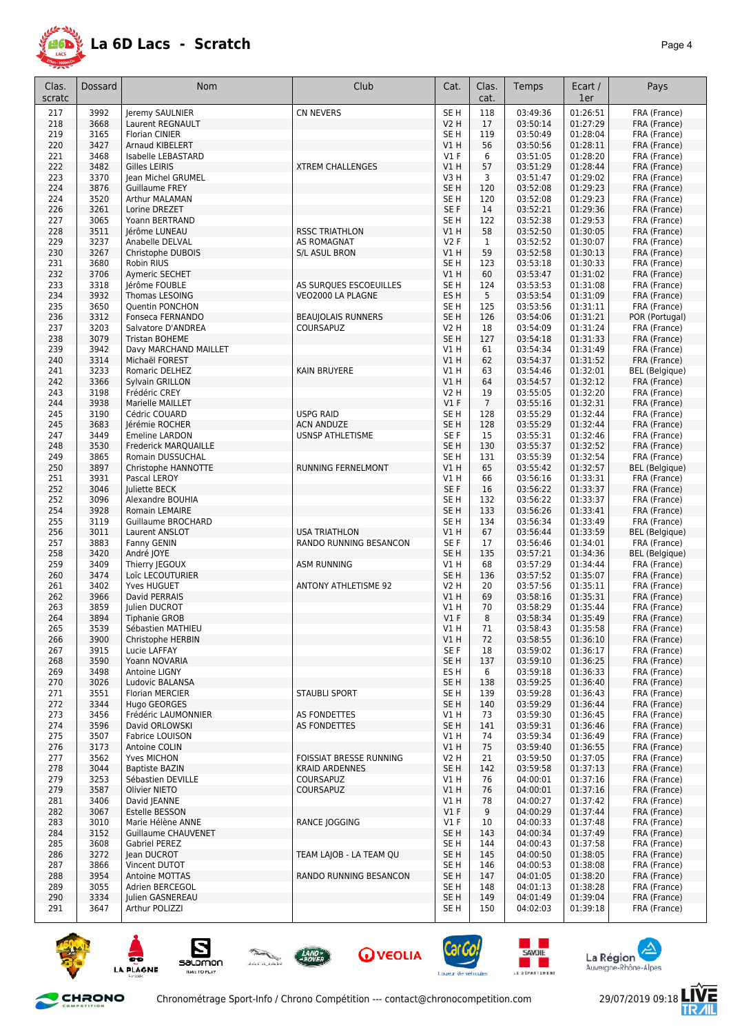# La 6D Lacs - Scratch

| Clas. scratc | Dossard | Nom | Club | Cat. | Clas. cat. | Temps | Ecart / 1er | Pays |
|---|---|---|---|---|---|---|---|---|
| 217 | 3992 | Jeremy SAULNIER | CN NEVERS | SE H | 118 | 03:49:36 | 01:26:51 | FRA (France) |
| 218 | 3668 | Laurent REGNAULT | | V2 H | 17 | 03:50:14 | 01:27:29 | FRA (France) |
| 219 | 3165 | Florian CINIER | | SE H | 119 | 03:50:49 | 01:28:04 | FRA (France) |
| 220 | 3427 | Arnaud KIBELERT | | V1 H | 56 | 03:50:56 | 01:28:11 | FRA (France) |
| 221 | 3468 | Isabelle LEBASTARD | | V1 F | 6 | 03:51:05 | 01:28:20 | FRA (France) |
| 222 | 3482 | Gilles LEIRIS | XTREM CHALLENGES | V1 H | 57 | 03:51:29 | 01:28:44 | FRA (France) |
| 223 | 3370 | Jean Michel GRUMEL | | V3 H | 3 | 03:51:47 | 01:29:02 | FRA (France) |
| 224 | 3876 | Guillaume FREY | | SE H | 120 | 03:52:08 | 01:29:23 | FRA (France) |
| 224 | 3520 | Arthur MALAMAN | | SE H | 120 | 03:52:08 | 01:29:23 | FRA (France) |
| 226 | 3261 | Lorine DREZET | | SE F | 14 | 03:52:21 | 01:29:36 | FRA (France) |
| 227 | 3065 | Yoann BERTRAND | | SE H | 122 | 03:52:38 | 01:29:53 | FRA (France) |
| 228 | 3511 | Jérôme LUNEAU | RSSC TRIATHLON | V1 H | 58 | 03:52:50 | 01:30:05 | FRA (France) |
| 229 | 3237 | Anabelle DELVAL | AS ROMAGNAT | V2 F | 1 | 03:52:52 | 01:30:07 | FRA (France) |
| 230 | 3267 | Christophe DUBOIS | S/L ASUL BRON | V1 H | 59 | 03:52:58 | 01:30:13 | FRA (France) |
| 231 | 3680 | Robin RIUS | | SE H | 123 | 03:53:18 | 01:30:33 | FRA (France) |
| 232 | 3706 | Aymeric SECHET | | V1 H | 60 | 03:53:47 | 01:31:02 | FRA (France) |
| 233 | 3318 | Jérôme FOUBLE | AS SURQUES ESCOEUILLES | SE H | 124 | 03:53:53 | 01:31:08 | FRA (France) |
| 234 | 3932 | Thomas LESOING | VEO2000 LA PLAGNE | ES H | 5 | 03:53:54 | 01:31:09 | FRA (France) |
| 235 | 3650 | Quentin PONCHON | | SE H | 125 | 03:53:56 | 01:31:11 | FRA (France) |
| 236 | 3312 | Fonseca FERNANDO | BEAUJOLAIS RUNNERS | SE H | 126 | 03:54:06 | 01:31:21 | POR (Portugal) |
| 237 | 3203 | Salvatore D'ANDREA | COURSAPUZ | V2 H | 18 | 03:54:09 | 01:31:24 | FRA (France) |
| 238 | 3079 | Tristan BOHEME | | SE H | 127 | 03:54:18 | 01:31:33 | FRA (France) |
| 239 | 3942 | Davy MARCHAND MAILLET | | V1 H | 61 | 03:54:34 | 01:31:49 | FRA (France) |
| 240 | 3314 | Michaël FOREST | | V1 H | 62 | 03:54:37 | 01:31:52 | FRA (France) |
| 241 | 3233 | Romaric DELHEZ | KAIN BRUYERE | V1 H | 63 | 03:54:46 | 01:32:01 | BEL (Belgique) |
| 242 | 3366 | Sylvain GRILLON | | V1 H | 64 | 03:54:57 | 01:32:12 | FRA (France) |
| 243 | 3198 | Frédéric CREY | | V2 H | 19 | 03:55:05 | 01:32:20 | FRA (France) |
| 244 | 3938 | Marielle MAILLET | | V1 F | 7 | 03:55:16 | 01:32:31 | FRA (France) |
| 245 | 3190 | Cédric COUARD | USPG RAID | SE H | 128 | 03:55:29 | 01:32:44 | FRA (France) |
| 245 | 3683 | Jérémie ROCHER | ACN ANDUZE | SE H | 128 | 03:55:29 | 01:32:44 | FRA (France) |
| 247 | 3449 | Emeline LARDON | USNSP ATHLETISME | SE F | 15 | 03:55:31 | 01:32:46 | FRA (France) |
| 248 | 3530 | Frederick MARQUAILLE | | SE H | 130 | 03:55:37 | 01:32:52 | FRA (France) |
| 249 | 3865 | Romain DUSSUCHAL | | SE H | 131 | 03:55:39 | 01:32:54 | FRA (France) |
| 250 | 3897 | Christophe HANNOTTE | RUNNING FERNELMONT | V1 H | 65 | 03:55:42 | 01:32:57 | BEL (Belgique) |
| 251 | 3931 | Pascal LEROY | | V1 H | 66 | 03:56:16 | 01:33:31 | FRA (France) |
| 252 | 3046 | Juliette BECK | | SE F | 16 | 03:56:22 | 01:33:37 | FRA (France) |
| 252 | 3096 | Alexandre BOUHIA | | SE H | 132 | 03:56:22 | 01:33:37 | FRA (France) |
| 254 | 3928 | Romain LEMAIRE | | SE H | 133 | 03:56:26 | 01:33:41 | FRA (France) |
| 255 | 3119 | Guillaume BROCHARD | | SE H | 134 | 03:56:34 | 01:33:49 | FRA (France) |
| 256 | 3011 | Laurent ANSLOT | USA TRIATHLON | V1 H | 67 | 03:56:44 | 01:33:59 | BEL (Belgique) |
| 257 | 3883 | Fanny GENIN | RANDO RUNNING BESANCON | SE F | 17 | 03:56:46 | 01:34:01 | FRA (France) |
| 258 | 3420 | André JOYE | | SE H | 135 | 03:57:21 | 01:34:36 | BEL (Belgique) |
| 259 | 3409 | Thierry JEGOUX | ASM RUNNING | V1 H | 68 | 03:57:29 | 01:34:44 | FRA (France) |
| 260 | 3474 | Loïc LECOUTURIER | | SE H | 136 | 03:57:52 | 01:35:07 | FRA (France) |
| 261 | 3402 | Yves HUGUET | ANTONY ATHLETISME 92 | V2 H | 20 | 03:57:56 | 01:35:11 | FRA (France) |
| 262 | 3966 | David PERRAIS | | V1 H | 69 | 03:58:16 | 01:35:31 | FRA (France) |
| 263 | 3859 | Julien DUCROT | | V1 H | 70 | 03:58:29 | 01:35:44 | FRA (France) |
| 264 | 3894 | Tiphanie GROB | | V1 F | 8 | 03:58:34 | 01:35:49 | FRA (France) |
| 265 | 3539 | Sébastien MATHIEU | | V1 H | 71 | 03:58:43 | 01:35:58 | FRA (France) |
| 266 | 3900 | Christophe HERBIN | | V1 H | 72 | 03:58:55 | 01:36:10 | FRA (France) |
| 267 | 3915 | Lucie LAFFAY | | SE F | 18 | 03:59:02 | 01:36:17 | FRA (France) |
| 268 | 3590 | Yoann NOVARIA | | SE H | 137 | 03:59:10 | 01:36:25 | FRA (France) |
| 269 | 3498 | Antoine LIGNY | | ES H | 6 | 03:59:18 | 01:36:33 | FRA (France) |
| 270 | 3026 | Ludovic BALANSA | | SE H | 138 | 03:59:25 | 01:36:40 | FRA (France) |
| 271 | 3551 | Florian MERCIER | STAUBLI SPORT | SE H | 139 | 03:59:28 | 01:36:43 | FRA (France) |
| 272 | 3344 | Hugo GEORGES | | SE H | 140 | 03:59:29 | 01:36:44 | FRA (France) |
| 273 | 3456 | Frédéric LAUMONNIER | AS FONDETTES | V1 H | 73 | 03:59:30 | 01:36:45 | FRA (France) |
| 274 | 3596 | David ORLOWSKI | AS FONDETTES | SE H | 141 | 03:59:31 | 01:36:46 | FRA (France) |
| 275 | 3507 | Fabrice LOUISON | | V1 H | 74 | 03:59:34 | 01:36:49 | FRA (France) |
| 276 | 3173 | Antoine COLIN | | V1 H | 75 | 03:59:40 | 01:36:55 | FRA (France) |
| 277 | 3562 | Yves MICHON | FOISSIAT BRESSE RUNNING | V2 H | 21 | 03:59:50 | 01:37:05 | FRA (France) |
| 278 | 3044 | Baptiste BAZIN | KRAID ARDENNES | SE H | 142 | 03:59:58 | 01:37:13 | FRA (France) |
| 279 | 3253 | Sébastien DEVILLE | COURSAPUZ | V1 H | 76 | 04:00:01 | 01:37:16 | FRA (France) |
| 279 | 3587 | Olivier NIETO | COURSAPUZ | V1 H | 76 | 04:00:01 | 01:37:16 | FRA (France) |
| 281 | 3406 | David JEANNE | | V1 H | 78 | 04:00:27 | 01:37:42 | FRA (France) |
| 282 | 3067 | Estelle BESSON | | V1 F | 9 | 04:00:29 | 01:37:44 | FRA (France) |
| 283 | 3010 | Marie Hélène ANNE | RANCE JOGGING | V1 F | 10 | 04:00:33 | 01:37:48 | FRA (France) |
| 284 | 3152 | Guillaume CHAUVENET | | SE H | 143 | 04:00:34 | 01:37:49 | FRA (France) |
| 285 | 3608 | Gabriel PEREZ | | SE H | 144 | 04:00:43 | 01:37:58 | FRA (France) |
| 286 | 3272 | Jean DUCROT | TEAM LAJOB - LA TEAM QU | SE H | 145 | 04:00:50 | 01:38:05 | FRA (France) |
| 287 | 3866 | Vincent DUTOT | | SE H | 146 | 04:00:53 | 01:38:08 | FRA (France) |
| 288 | 3954 | Antoine MOTTAS | RANDO RUNNING BESANCON | SE H | 147 | 04:01:05 | 01:38:20 | FRA (France) |
| 289 | 3055 | Adrien BERCEGOL | | SE H | 148 | 04:01:13 | 01:38:28 | FRA (France) |
| 290 | 3334 | Julien GASNEREAU | | SE H | 149 | 04:01:49 | 01:39:04 | FRA (France) |
| 291 | 3647 | Arthur POLIZZI | | SE H | 150 | 04:02:03 | 01:39:18 | FRA (France) |

Chronométrage Sport-Info / Chrono Compétition --- contact@chronocompetition.com

29/07/2019 09:18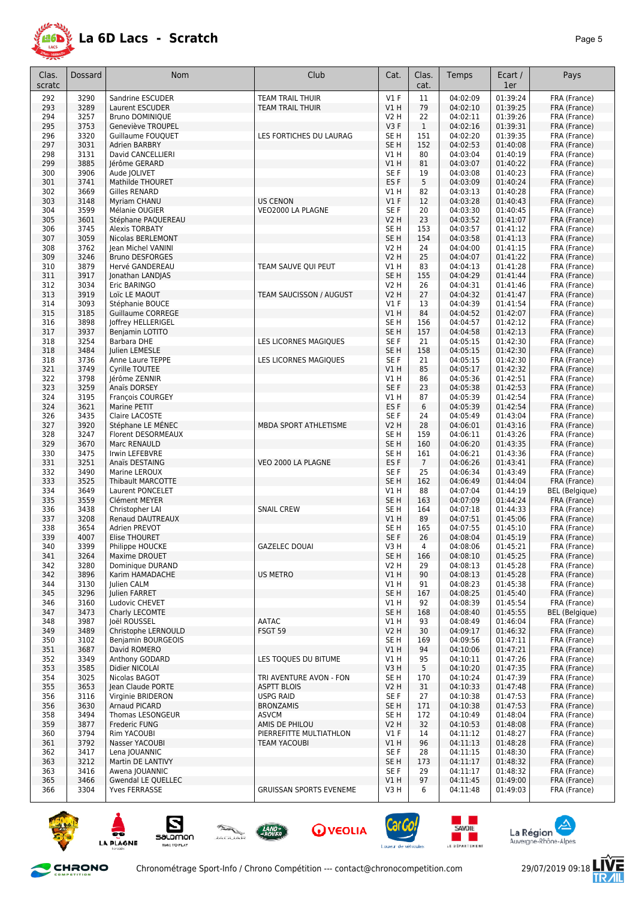# La 6D Lacs - Scratch

| Clas. scratc | Dossard | Nom | Club | Cat. | Clas. cat. | Temps | Ecart / 1er | Pays |
|---|---|---|---|---|---|---|---|---|
| 292 | 3290 | Sandrine ESCUDER | TEAM TRAIL THUIR | V1 F | 11 | 04:02:09 | 01:39:24 | FRA (France) |
| 293 | 3289 | Laurent ESCUDER | TEAM TRAIL THUIR | V1 H | 79 | 04:02:10 | 01:39:25 | FRA (France) |
| 294 | 3257 | Bruno DOMINIQUE | | V2 H | 22 | 04:02:11 | 01:39:26 | FRA (France) |
| 295 | 3753 | Geneviève TROUPEL | | V3 F | 1 | 04:02:16 | 01:39:31 | FRA (France) |
| 296 | 3320 | Guillaume FOUQUET | LES FORTICHES DU LAURAG | SE H | 151 | 04:02:20 | 01:39:35 | FRA (France) |
| 297 | 3031 | Adrien BARBRY | | SE H | 152 | 04:02:53 | 01:40:08 | FRA (France) |
| 298 | 3131 | David CANCELLIERI | | V1 H | 80 | 04:03:04 | 01:40:19 | FRA (France) |
| 299 | 3885 | Jérôme GERARD | | V1 H | 81 | 04:03:07 | 01:40:22 | FRA (France) |
| 300 | 3906 | Aude JOLIVET | | SE F | 19 | 04:03:08 | 01:40:23 | FRA (France) |
| 301 | 3741 | Mathilde THOURET | | ES F | 5 | 04:03:09 | 01:40:24 | FRA (France) |
| 302 | 3669 | Gilles RENARD | | V1 H | 82 | 04:03:13 | 01:40:28 | FRA (France) |
| 303 | 3148 | Myriam CHANU | US CENON | V1 F | 12 | 04:03:28 | 01:40:43 | FRA (France) |
| 304 | 3599 | Mélanie OUGIER | VEO2000 LA PLAGNE | SE F | 20 | 04:03:30 | 01:40:45 | FRA (France) |
| 305 | 3601 | Stéphane PAQUEREAU | | V2 H | 23 | 04:03:52 | 01:41:07 | FRA (France) |
| 306 | 3745 | Alexis TORBATY | | SE H | 153 | 04:03:57 | 01:41:12 | FRA (France) |
| 307 | 3059 | Nicolas BERLEMONT | | SE H | 154 | 04:03:58 | 01:41:13 | FRA (France) |
| 308 | 3762 | Jean Michel VANINI | | V2 H | 24 | 04:04:00 | 01:41:15 | FRA (France) |
| 309 | 3246 | Bruno DESFORGES | | V2 H | 25 | 04:04:07 | 01:41:22 | FRA (France) |
| 310 | 3879 | Hervé GANDEREAU | TEAM SAUVE QUI PEUT | V1 H | 83 | 04:04:13 | 01:41:28 | FRA (France) |
| 311 | 3917 | Jonathan LANDJAS | | SE H | 155 | 04:04:29 | 01:41:44 | FRA (France) |
| 312 | 3034 | Eric BARINGO | | V2 H | 26 | 04:04:31 | 01:41:46 | FRA (France) |
| 313 | 3919 | Loïc LE MAOUT | TEAM SAUCISSON / AUGUST | V2 H | 27 | 04:04:32 | 01:41:47 | FRA (France) |
| 314 | 3093 | Stéphanie BOUCE | | V1 F | 13 | 04:04:39 | 01:41:54 | FRA (France) |
| 315 | 3185 | Guillaume CORREGE | | V1 H | 84 | 04:04:52 | 01:42:07 | FRA (France) |
| 316 | 3898 | Joffrey HELLERIGEL | | SE H | 156 | 04:04:57 | 01:42:12 | FRA (France) |
| 317 | 3937 | Benjamin LOTITO | | SE H | 157 | 04:04:58 | 01:42:13 | FRA (France) |
| 318 | 3254 | Barbara DHE | LES LICORNES MAGIQUES | SE F | 21 | 04:05:15 | 01:42:30 | FRA (France) |
| 318 | 3484 | Julien LEMESLE | | SE H | 158 | 04:05:15 | 01:42:30 | FRA (France) |
| 318 | 3736 | Anne Laure TEPPE | LES LICORNES MAGIQUES | SE F | 21 | 04:05:15 | 01:42:30 | FRA (France) |
| 321 | 3749 | Cyrille TOUTEE | | V1 H | 85 | 04:05:17 | 01:42:32 | FRA (France) |
| 322 | 3798 | Jérôme ZENNIR | | V1 H | 86 | 04:05:36 | 01:42:51 | FRA (France) |
| 323 | 3259 | Anaïs DORSEY | | SE F | 23 | 04:05:38 | 01:42:53 | FRA (France) |
| 324 | 3195 | François COURGEY | | V1 H | 87 | 04:05:39 | 01:42:54 | FRA (France) |
| 324 | 3621 | Marine PETIT | | ES F | 6 | 04:05:39 | 01:42:54 | FRA (France) |
| 326 | 3435 | Claire LACOSTE | | SE F | 24 | 04:05:49 | 01:43:04 | FRA (France) |
| 327 | 3920 | Stéphane LE MÉNEC | MBDA SPORT ATHLETISME | V2 H | 28 | 04:06:01 | 01:43:16 | FRA (France) |
| 328 | 3247 | Florent DESORMEAUX | | SE H | 159 | 04:06:11 | 01:43:26 | FRA (France) |
| 329 | 3670 | Marc RENAULD | | SE H | 160 | 04:06:20 | 01:43:35 | FRA (France) |
| 330 | 3475 | Irwin LEFEBVRE | | SE H | 161 | 04:06:21 | 01:43:36 | FRA (France) |
| 331 | 3251 | Anaïs DESTAING | VEO 2000 LA PLAGNE | ES F | 7 | 04:06:26 | 01:43:41 | FRA (France) |
| 332 | 3490 | Marine LEROUX | | SE F | 25 | 04:06:34 | 01:43:49 | FRA (France) |
| 333 | 3525 | Thibault MARCOTTE | | SE H | 162 | 04:06:49 | 01:44:04 | FRA (France) |
| 334 | 3649 | Laurent PONCELET | | V1 H | 88 | 04:07:04 | 01:44:19 | BEL (Belgique) |
| 335 | 3559 | Clément MEYER | | SE H | 163 | 04:07:09 | 01:44:24 | FRA (France) |
| 336 | 3438 | Christopher LAI | SNAIL CREW | SE H | 164 | 04:07:18 | 01:44:33 | FRA (France) |
| 337 | 3208 | Renaud DAUTREAUX | | V1 H | 89 | 04:07:51 | 01:45:06 | FRA (France) |
| 338 | 3654 | Adrien PREVOT | | SE H | 165 | 04:07:55 | 01:45:10 | FRA (France) |
| 339 | 4007 | Elise THOURET | | SE F | 26 | 04:08:04 | 01:45:19 | FRA (France) |
| 340 | 3399 | Philippe HOUCKE | GAZELEC DOUAI | V3 H | 4 | 04:08:06 | 01:45:21 | FRA (France) |
| 341 | 3264 | Maxime DROUET | | SE H | 166 | 04:08:10 | 01:45:25 | FRA (France) |
| 342 | 3280 | Dominique DURAND | | V2 H | 29 | 04:08:13 | 01:45:28 | FRA (France) |
| 342 | 3896 | Karim HAMADACHE | US METRO | V1 H | 90 | 04:08:13 | 01:45:28 | FRA (France) |
| 344 | 3130 | Julien CALM | | V1 H | 91 | 04:08:23 | 01:45:38 | FRA (France) |
| 345 | 3296 | Julien FARRET | | SE H | 167 | 04:08:25 | 01:45:40 | FRA (France) |
| 346 | 3160 | Ludovic CHEVET | | V1 H | 92 | 04:08:39 | 01:45:54 | FRA (France) |
| 347 | 3473 | Charly LECOMTE | | SE H | 168 | 04:08:40 | 01:45:55 | BEL (Belgique) |
| 348 | 3987 | Joël ROUSSEL | AATAC | V1 H | 93 | 04:08:49 | 01:46:04 | FRA (France) |
| 349 | 3489 | Christophe LERNOULD | FSGT 59 | V2 H | 30 | 04:09:17 | 01:46:32 | FRA (France) |
| 350 | 3102 | Benjamin BOURGEOIS | | SE H | 169 | 04:09:56 | 01:47:11 | FRA (France) |
| 351 | 3687 | David ROMERO | | V1 H | 94 | 04:10:06 | 01:47:21 | FRA (France) |
| 352 | 3349 | Anthony GODARD | LES TOQUES DU BITUME | V1 H | 95 | 04:10:11 | 01:47:26 | FRA (France) |
| 353 | 3585 | Didier NICOLAI | | V3 H | 5 | 04:10:20 | 01:47:35 | FRA (France) |
| 354 | 3025 | Nicolas BAGOT | TRI AVENTURE AVON - FON | SE H | 170 | 04:10:24 | 01:47:39 | FRA (France) |
| 355 | 3653 | Jean Claude PORTE | ASPTT BLOIS | V2 H | 31 | 04:10:33 | 01:47:48 | FRA (France) |
| 356 | 3116 | Virginie BRIDERON | USPG RAID | SE F | 27 | 04:10:38 | 01:47:53 | FRA (France) |
| 356 | 3630 | Arnaud PICARD | BRONZAMIS | SE H | 171 | 04:10:38 | 01:47:53 | FRA (France) |
| 358 | 3494 | Thomas LESONGEUR | ASVCM | SE H | 172 | 04:10:49 | 01:48:04 | FRA (France) |
| 359 | 3877 | Frederic FUNG | AMIS DE PHILOU | V2 H | 32 | 04:10:53 | 01:48:08 | FRA (France) |
| 360 | 3794 | Rim YACOUBI | PIERREFITTE MULTIATHLON | V1 F | 14 | 04:11:12 | 01:48:27 | FRA (France) |
| 361 | 3792 | Nasser YACOUBI | TEAM YACOUBI | V1 H | 96 | 04:11:13 | 01:48:28 | FRA (France) |
| 362 | 3417 | Lena JOUANNIC | | SE F | 28 | 04:11:15 | 01:48:30 | FRA (France) |
| 363 | 3212 | Martin DE LANTIVY | | SE H | 173 | 04:11:17 | 01:48:32 | FRA (France) |
| 363 | 3416 | Awena JOUANNIC | | SE F | 29 | 04:11:17 | 01:48:32 | FRA (France) |
| 365 | 3466 | Gwendal LE QUELLEC | | V1 H | 97 | 04:11:45 | 01:49:00 | FRA (France) |
| 366 | 3304 | Yves FERRASSE | GRUISSAN SPORTS EVENEME | V3 H | 6 | 04:11:48 | 01:49:03 | FRA (France) |

Chronométrage Sport-Info / Chrono Compétition --- contact@chronocompetition.com

29/07/2019 09:18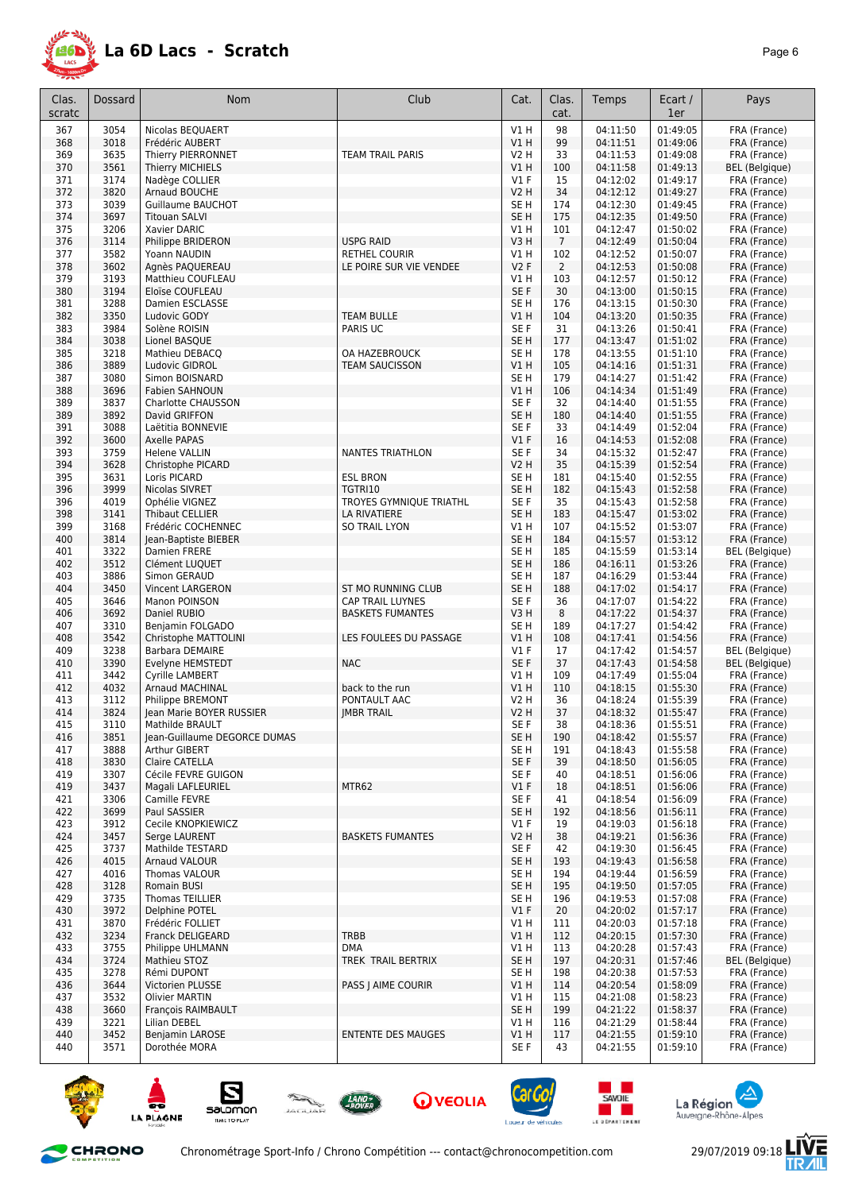# La 6D Lacs - Scratch

| Clas. scratc | Dossard | Nom | Club | Cat. | Clas. cat. | Temps | Ecart / 1er | Pays |
|---|---|---|---|---|---|---|---|---|
| 367 | 3054 | Nicolas BEQUAERT | | V1 H | 98 | 04:11:50 | 01:49:05 | FRA (France) |
| 368 | 3018 | Frédéric AUBERT | | V1 H | 99 | 04:11:51 | 01:49:06 | FRA (France) |
| 369 | 3635 | Thierry PIERRONNET | TEAM TRAIL PARIS | V2 H | 33 | 04:11:53 | 01:49:08 | FRA (France) |
| 370 | 3561 | Thierry MICHIELS | | V1 H | 100 | 04:11:58 | 01:49:13 | BEL (Belgique) |
| 371 | 3174 | Nadège COLLIER | | V1 F | 15 | 04:12:02 | 01:49:17 | FRA (France) |
| 372 | 3820 | Arnaud BOUCHE | | V2 H | 34 | 04:12:12 | 01:49:27 | FRA (France) |
| 373 | 3039 | Guillaume BAUCHOT | | SE H | 174 | 04:12:30 | 01:49:45 | FRA (France) |
| 374 | 3697 | Titouan SALVI | | SE H | 175 | 04:12:35 | 01:49:50 | FRA (France) |
| 375 | 3206 | Xavier DARIC | | V1 H | 101 | 04:12:47 | 01:50:02 | FRA (France) |
| 376 | 3114 | Philippe BRIDERON | USPG RAID | V3 H | 7 | 04:12:49 | 01:50:04 | FRA (France) |
| 377 | 3582 | Yoann NAUDIN | RETHEL COURIR | V1 H | 102 | 04:12:52 | 01:50:07 | FRA (France) |
| 378 | 3602 | Agnès PAQUEREAU | LE POIRE SUR VIE VENDEE | V2 F | 2 | 04:12:53 | 01:50:08 | FRA (France) |
| 379 | 3193 | Matthieu COUFLEAU | | V1 H | 103 | 04:12:57 | 01:50:12 | FRA (France) |
| 380 | 3194 | Eloïse COUFLEAU | | SE F | 30 | 04:13:00 | 01:50:15 | FRA (France) |
| 381 | 3288 | Damien ESCLASSE | | SE H | 176 | 04:13:15 | 01:50:30 | FRA (France) |
| 382 | 3350 | Ludovic GODY | TEAM BULLE | V1 H | 104 | 04:13:20 | 01:50:35 | FRA (France) |
| 383 | 3984 | Solène ROISIN | PARIS UC | SE F | 31 | 04:13:26 | 01:50:41 | FRA (France) |
| 384 | 3038 | Lionel BASQUE | | SE H | 177 | 04:13:47 | 01:51:02 | FRA (France) |
| 385 | 3218 | Mathieu DEBACQ | OA HAZEBROUCK | SE H | 178 | 04:13:55 | 01:51:10 | FRA (France) |
| 386 | 3889 | Ludovic GIDROL | TEAM SAUCISSON | V1 H | 105 | 04:14:16 | 01:51:31 | FRA (France) |
| 387 | 3080 | Simon BOISNARD | | SE H | 179 | 04:14:27 | 01:51:42 | FRA (France) |
| 388 | 3696 | Fabien SAHNOUN | | V1 H | 106 | 04:14:34 | 01:51:49 | FRA (France) |
| 389 | 3837 | Charlotte CHAUSSON | | SE F | 32 | 04:14:40 | 01:51:55 | FRA (France) |
| 389 | 3892 | David GRIFFON | | SE H | 180 | 04:14:40 | 01:51:55 | FRA (France) |
| 391 | 3088 | Laëtitia BONNEVIE | | SE F | 33 | 04:14:49 | 01:52:04 | FRA (France) |
| 392 | 3600 | Axelle PAPAS | | V1 F | 16 | 04:14:53 | 01:52:08 | FRA (France) |
| 393 | 3759 | Helene VALLIN | NANTES TRIATHLON | SE F | 34 | 04:15:32 | 01:52:47 | FRA (France) |
| 394 | 3628 | Christophe PICARD | | V2 H | 35 | 04:15:39 | 01:52:54 | FRA (France) |
| 395 | 3631 | Loris PICARD | ESL BRON | SE H | 181 | 04:15:40 | 01:52:55 | FRA (France) |
| 396 | 3999 | Nicolas SIVRET | TGTRI10 | SE H | 182 | 04:15:43 | 01:52:58 | FRA (France) |
| 396 | 4019 | Ophélie VIGNEZ | TROYES GYMNIQUE TRIATHL | SE F | 35 | 04:15:43 | 01:52:58 | FRA (France) |
| 398 | 3141 | Thibaut CELLIER | LA RIVATIERE | SE H | 183 | 04:15:47 | 01:53:02 | FRA (France) |
| 399 | 3168 | Frédéric COCHENNEC | SO TRAIL LYON | V1 H | 107 | 04:15:52 | 01:53:07 | FRA (France) |
| 400 | 3814 | Jean-Baptiste BIEBER | | SE H | 184 | 04:15:57 | 01:53:12 | FRA (France) |
| 401 | 3322 | Damien FRERE | | SE H | 185 | 04:15:59 | 01:53:14 | BEL (Belgique) |
| 402 | 3512 | Clément LUQUET | | SE H | 186 | 04:16:11 | 01:53:26 | FRA (France) |
| 403 | 3886 | Simon GERAUD | | SE H | 187 | 04:16:29 | 01:53:44 | FRA (France) |
| 404 | 3450 | Vincent LARGERON | ST MO RUNNING CLUB | SE H | 188 | 04:17:02 | 01:54:17 | FRA (France) |
| 405 | 3646 | Manon POINSON | CAP TRAIL LUYNES | SE F | 36 | 04:17:07 | 01:54:22 | FRA (France) |
| 406 | 3692 | Daniel RUBIO | BASKETS FUMANTES | V3 H | 8 | 04:17:22 | 01:54:37 | FRA (France) |
| 407 | 3310 | Benjamin FOLGADO | | SE H | 189 | 04:17:27 | 01:54:42 | FRA (France) |
| 408 | 3542 | Christophe MATTOLINI | LES FOULEES DU PASSAGE | V1 H | 108 | 04:17:41 | 01:54:56 | FRA (France) |
| 409 | 3238 | Barbara DEMAIRE | | V1 F | 17 | 04:17:42 | 01:54:57 | BEL (Belgique) |
| 410 | 3390 | Evelyne HEMSTEDT | NAC | SE F | 37 | 04:17:43 | 01:54:58 | BEL (Belgique) |
| 411 | 3442 | Cyrille LAMBERT | | V1 H | 109 | 04:17:49 | 01:55:04 | FRA (France) |
| 412 | 4032 | Arnaud MACHINAL | back to the run | V1 H | 110 | 04:18:15 | 01:55:30 | FRA (France) |
| 413 | 3112 | Philippe BREMONT | PONTAULT AAC | V2 H | 36 | 04:18:24 | 01:55:39 | FRA (France) |
| 414 | 3824 | Jean Marie BOYER RUSSIER | JMBR TRAIL | V2 H | 37 | 04:18:32 | 01:55:47 | FRA (France) |
| 415 | 3110 | Mathilde BRAULT | | SE F | 38 | 04:18:36 | 01:55:51 | FRA (France) |
| 416 | 3851 | Jean-Guillaume DEGORCE DUMAS | | SE H | 190 | 04:18:42 | 01:55:57 | FRA (France) |
| 417 | 3888 | Arthur GIBERT | | SE H | 191 | 04:18:43 | 01:55:58 | FRA (France) |
| 418 | 3830 | Claire CATELLA | | SE F | 39 | 04:18:50 | 01:56:05 | FRA (France) |
| 419 | 3307 | Cécile FEVRE GUIGON | | SE F | 40 | 04:18:51 | 01:56:06 | FRA (France) |
| 419 | 3437 | Magali LAFLEURIEL | MTR62 | V1 F | 18 | 04:18:51 | 01:56:06 | FRA (France) |
| 421 | 3306 | Camille FEVRE | | SE F | 41 | 04:18:54 | 01:56:09 | FRA (France) |
| 422 | 3699 | Paul SASSIER | | SE H | 192 | 04:18:56 | 01:56:11 | FRA (France) |
| 423 | 3912 | Cecile KNOPKIEWICZ | | V1 F | 19 | 04:19:03 | 01:56:18 | FRA (France) |
| 424 | 3457 | Serge LAURENT | BASKETS FUMANTES | V2 H | 38 | 04:19:21 | 01:56:36 | FRA (France) |
| 425 | 3737 | Mathilde TESTARD | | SE F | 42 | 04:19:30 | 01:56:45 | FRA (France) |
| 426 | 4015 | Arnaud VALOUR | | SE H | 193 | 04:19:43 | 01:56:58 | FRA (France) |
| 427 | 4016 | Thomas VALOUR | | SE H | 194 | 04:19:44 | 01:56:59 | FRA (France) |
| 428 | 3128 | Romain BUSI | | SE H | 195 | 04:19:50 | 01:57:05 | FRA (France) |
| 429 | 3735 | Thomas TEILLIER | | SE H | 196 | 04:19:53 | 01:57:08 | FRA (France) |
| 430 | 3972 | Delphine POTEL | | V1 F | 20 | 04:20:02 | 01:57:17 | FRA (France) |
| 431 | 3870 | Frédéric FOLLIET | | V1 H | 111 | 04:20:03 | 01:57:18 | FRA (France) |
| 432 | 3234 | Franck DELIGEARD | TRBB | V1 H | 112 | 04:20:15 | 01:57:30 | FRA (France) |
| 433 | 3755 | Philippe UHLMANN | DMA | V1 H | 113 | 04:20:28 | 01:57:43 | FRA (France) |
| 434 | 3724 | Mathieu STOZ | TREK TRAIL BERTRIX | SE H | 197 | 04:20:31 | 01:57:46 | BEL (Belgique) |
| 435 | 3278 | Rémi DUPONT | | SE H | 198 | 04:20:38 | 01:57:53 | FRA (France) |
| 436 | 3644 | Victorien PLUSSE | PASS J AIME COURIR | V1 H | 114 | 04:20:54 | 01:58:09 | FRA (France) |
| 437 | 3532 | Olivier MARTIN | | V1 H | 115 | 04:21:08 | 01:58:23 | FRA (France) |
| 438 | 3660 | François RAIMBAULT | | SE H | 199 | 04:21:22 | 01:58:37 | FRA (France) |
| 439 | 3221 | Lilian DEBEL | | V1 H | 116 | 04:21:29 | 01:58:44 | FRA (France) |
| 440 | 3452 | Benjamin LAROSE | ENTENTE DES MAUGES | V1 H | 117 | 04:21:55 | 01:59:10 | FRA (France) |
| 440 | 3571 | Dorothée MORA | | SE F | 43 | 04:21:55 | 01:59:10 | FRA (France) |

Chronométrage Sport-Info / Chrono Compétition --- contact@chronocompetition.com 29/07/2019 09:18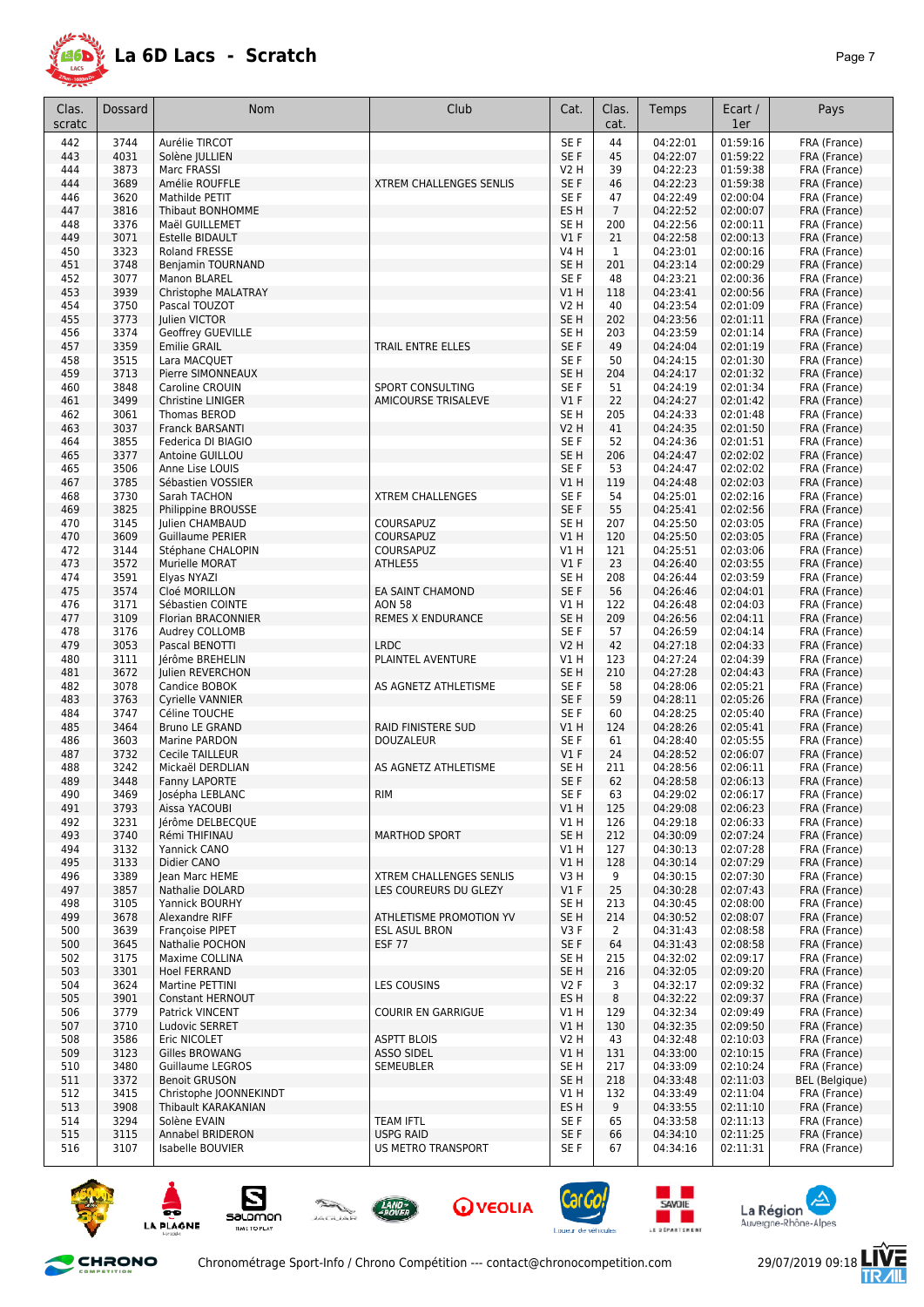# La 6D Lacs - Scratch

| Clas. scratc | Dossard | Nom | Club | Cat. | Clas. cat. | Temps | Ecart / 1er | Pays |
|---|---|---|---|---|---|---|---|---|
| 442 | 3744 | Aurélie TIRCOT | | SE F | 44 | 04:22:01 | 01:59:16 | FRA (France) |
| 443 | 4031 | Solène JULLIEN | | SE F | 45 | 04:22:07 | 01:59:22 | FRA (France) |
| 444 | 3873 | Marc FRASSI | | V2 H | 39 | 04:22:23 | 01:59:38 | FRA (France) |
| 444 | 3689 | Amélie ROUFFLE | XTREM CHALLENGES SENLIS | SE F | 46 | 04:22:23 | 01:59:38 | FRA (France) |
| 446 | 3620 | Mathilde PETIT | | SE F | 47 | 04:22:49 | 02:00:04 | FRA (France) |
| 447 | 3816 | Thibaut BONHOMME | | ES H | 7 | 04:22:52 | 02:00:07 | FRA (France) |
| 448 | 3376 | Maël GUILLEMET | | SE H | 200 | 04:22:56 | 02:00:11 | FRA (France) |
| 449 | 3071 | Estelle BIDAULT | | V1 F | 21 | 04:22:58 | 02:00:13 | FRA (France) |
| 450 | 3323 | Roland FRESSE | | V4 H | 1 | 04:23:01 | 02:00:16 | FRA (France) |
| 451 | 3748 | Benjamin TOURNAND | | SE H | 201 | 04:23:14 | 02:00:29 | FRA (France) |
| 452 | 3077 | Manon BLAREL | | SE F | 48 | 04:23:21 | 02:00:36 | FRA (France) |
| 453 | 3939 | Christophe MALATRAY | | V1 H | 118 | 04:23:41 | 02:00:56 | FRA (France) |
| 454 | 3750 | Pascal TOUZOT | | V2 H | 40 | 04:23:54 | 02:01:09 | FRA (France) |
| 455 | 3773 | Julien VICTOR | | SE H | 202 | 04:23:56 | 02:01:11 | FRA (France) |
| 456 | 3374 | Geoffrey GUEVILLE | | SE H | 203 | 04:23:59 | 02:01:14 | FRA (France) |
| 457 | 3359 | Emilie GRAIL | TRAIL ENTRE ELLES | SE F | 49 | 04:24:04 | 02:01:19 | FRA (France) |
| 458 | 3515 | Lara MACQUET | | SE F | 50 | 04:24:15 | 02:01:30 | FRA (France) |
| 459 | 3713 | Pierre SIMONNEAUX | | SE H | 204 | 04:24:17 | 02:01:32 | FRA (France) |
| 460 | 3848 | Caroline CROUIN | SPORT CONSULTING | SE F | 51 | 04:24:19 | 02:01:34 | FRA (France) |
| 461 | 3499 | Christine LINIGER | AMICOURSE TRISALEVE | V1 F | 22 | 04:24:27 | 02:01:42 | FRA (France) |
| 462 | 3061 | Thomas BEROD | | SE H | 205 | 04:24:33 | 02:01:48 | FRA (France) |
| 463 | 3037 | Franck BARSANTI | | V2 H | 41 | 04:24:35 | 02:01:50 | FRA (France) |
| 464 | 3855 | Federica DI BIAGIO | | SE F | 52 | 04:24:36 | 02:01:51 | FRA (France) |
| 465 | 3377 | Antoine GUILLOU | | SE H | 206 | 04:24:47 | 02:02:02 | FRA (France) |
| 465 | 3506 | Anne Lise LOUIS | | SE F | 53 | 04:24:47 | 02:02:02 | FRA (France) |
| 467 | 3785 | Sébastien VOSSIER | | V1 H | 119 | 04:24:48 | 02:02:03 | FRA (France) |
| 468 | 3730 | Sarah TACHON | XTREM CHALLENGES | SE F | 54 | 04:25:01 | 02:02:16 | FRA (France) |
| 469 | 3825 | Philippine BROUSSE | | SE F | 55 | 04:25:41 | 02:02:56 | FRA (France) |
| 470 | 3145 | Julien CHAMBAUD | COURSAPUZ | SE H | 207 | 04:25:50 | 02:03:05 | FRA (France) |
| 470 | 3609 | Guillaume PERIER | COURSAPUZ | V1 H | 120 | 04:25:50 | 02:03:05 | FRA (France) |
| 472 | 3144 | Stéphane CHALOPIN | COURSAPUZ | V1 H | 121 | 04:25:51 | 02:03:06 | FRA (France) |
| 473 | 3572 | Murielle MORAT | ATHLE55 | V1 F | 23 | 04:26:40 | 02:03:55 | FRA (France) |
| 474 | 3591 | Elyas NYAZI | | SE H | 208 | 04:26:44 | 02:03:59 | FRA (France) |
| 475 | 3574 | Cloé MORILLON | EA SAINT CHAMOND | SE F | 56 | 04:26:46 | 02:04:01 | FRA (France) |
| 476 | 3171 | Sébastien COINTE | AON 58 | V1 H | 122 | 04:26:48 | 02:04:03 | FRA (France) |
| 477 | 3109 | Florian BRACONNIER | REMES X ENDURANCE | SE H | 209 | 04:26:56 | 02:04:11 | FRA (France) |
| 478 | 3176 | Audrey COLLOMB | | SE F | 57 | 04:26:59 | 02:04:14 | FRA (France) |
| 479 | 3053 | Pascal BENOTTI | LRDC | V2 H | 42 | 04:27:18 | 02:04:33 | FRA (France) |
| 480 | 3111 | Jérôme BREHELIN | PLAINTEL AVENTURE | V1 H | 123 | 04:27:24 | 02:04:39 | FRA (France) |
| 481 | 3672 | Julien REVERCHON | | SE H | 210 | 04:27:28 | 02:04:43 | FRA (France) |
| 482 | 3078 | Candice BOBOK | AS AGNETZ ATHLETISME | SE F | 58 | 04:28:06 | 02:05:21 | FRA (France) |
| 483 | 3763 | Cyrielle VANNIER | | SE F | 59 | 04:28:11 | 02:05:26 | FRA (France) |
| 484 | 3747 | Céline TOUCHE | | SE F | 60 | 04:28:25 | 02:05:40 | FRA (France) |
| 485 | 3464 | Bruno LE GRAND | RAID FINISTERE SUD | V1 H | 124 | 04:28:26 | 02:05:41 | FRA (France) |
| 486 | 3603 | Marine PARDON | DOUZALEUR | SE F | 61 | 04:28:40 | 02:05:55 | FRA (France) |
| 487 | 3732 | Cecile TAILLEUR | | V1 F | 24 | 04:28:52 | 02:06:07 | FRA (France) |
| 488 | 3242 | Mickaël DERDLIAN | AS AGNETZ ATHLETISME | SE H | 211 | 04:28:56 | 02:06:11 | FRA (France) |
| 489 | 3448 | Fanny LAPORTE | | SE F | 62 | 04:28:58 | 02:06:13 | FRA (France) |
| 490 | 3469 | Joséphа LEBLANC | RIM | SE F | 63 | 04:29:02 | 02:06:17 | FRA (France) |
| 491 | 3793 | Aissa YACOUBI | | V1 H | 125 | 04:29:08 | 02:06:23 | FRA (France) |
| 492 | 3231 | Jérôme DELBECQUE | | V1 H | 126 | 04:29:18 | 02:06:33 | FRA (France) |
| 493 | 3740 | Rémi THIFINAU | MARTHOD SPORT | SE H | 212 | 04:30:09 | 02:07:24 | FRA (France) |
| 494 | 3132 | Yannick CANO | | V1 H | 127 | 04:30:13 | 02:07:28 | FRA (France) |
| 495 | 3133 | Didier CANO | | V1 H | 128 | 04:30:14 | 02:07:29 | FRA (France) |
| 496 | 3389 | Jean Marc HEME | XTREM CHALLENGES SENLIS | V3 H | 9 | 04:30:15 | 02:07:30 | FRA (France) |
| 497 | 3857 | Nathalie DOLARD | LES COUREURS DU GLEZY | V1 F | 25 | 04:30:28 | 02:07:43 | FRA (France) |
| 498 | 3105 | Yannick BOURHY | | SE H | 213 | 04:30:45 | 02:08:00 | FRA (France) |
| 499 | 3678 | Alexandre RIFF | ATHLETISME PROMOTION YV | SE H | 214 | 04:30:52 | 02:08:07 | FRA (France) |
| 500 | 3639 | Françoise PIPET | ESL ASUL BRON | V3 F | 2 | 04:31:43 | 02:08:58 | FRA (France) |
| 500 | 3645 | Nathalie POCHON | ESF 77 | SE F | 64 | 04:31:43 | 02:08:58 | FRA (France) |
| 502 | 3175 | Maxime COLLINA | | SE H | 215 | 04:32:02 | 02:09:17 | FRA (France) |
| 503 | 3301 | Hoel FERRAND | | SE H | 216 | 04:32:05 | 02:09:20 | FRA (France) |
| 504 | 3624 | Martine PETTINI | LES COUSINS | V2 F | 3 | 04:32:17 | 02:09:32 | FRA (France) |
| 505 | 3901 | Constant HERNOUT | | ES H | 8 | 04:32:22 | 02:09:37 | FRA (France) |
| 506 | 3779 | Patrick VINCENT | COURIR EN GARRIGUE | V1 H | 129 | 04:32:34 | 02:09:49 | FRA (France) |
| 507 | 3710 | Ludovic SERRET | | V1 H | 130 | 04:32:35 | 02:09:50 | FRA (France) |
| 508 | 3586 | Eric NICOLET | ASPTT BLOIS | V2 H | 43 | 04:32:48 | 02:10:03 | FRA (France) |
| 509 | 3123 | Gilles BROWANG | ASSO SIDEL | V1 H | 131 | 04:33:00 | 02:10:15 | FRA (France) |
| 510 | 3480 | Guillaume LEGROS | SEMEUBLER | SE H | 217 | 04:33:09 | 02:10:24 | FRA (France) |
| 511 | 3372 | Benoit GRUSON | | SE H | 218 | 04:33:48 | 02:11:03 | BEL (Belgique) |
| 512 | 3415 | Christophe JOONNEKINDT | | V1 H | 132 | 04:33:49 | 02:11:04 | FRA (France) |
| 513 | 3908 | Thibault KARAKANIAN | | ES H | 9 | 04:33:55 | 02:11:10 | FRA (France) |
| 514 | 3294 | Solène EVAIN | TEAM IFTL | SE F | 65 | 04:33:58 | 02:11:13 | FRA (France) |
| 515 | 3115 | Annabel BRIDERON | USPG RAID | SE F | 66 | 04:34:10 | 02:11:25 | FRA (France) |
| 516 | 3107 | Isabelle BOUVIER | US METRO TRANSPORT | SE F | 67 | 04:34:16 | 02:11:31 | FRA (France) |

Chronométrage Sport-Info / Chrono Compétition --- contact@chronocompetition.com

29/07/2019 09:18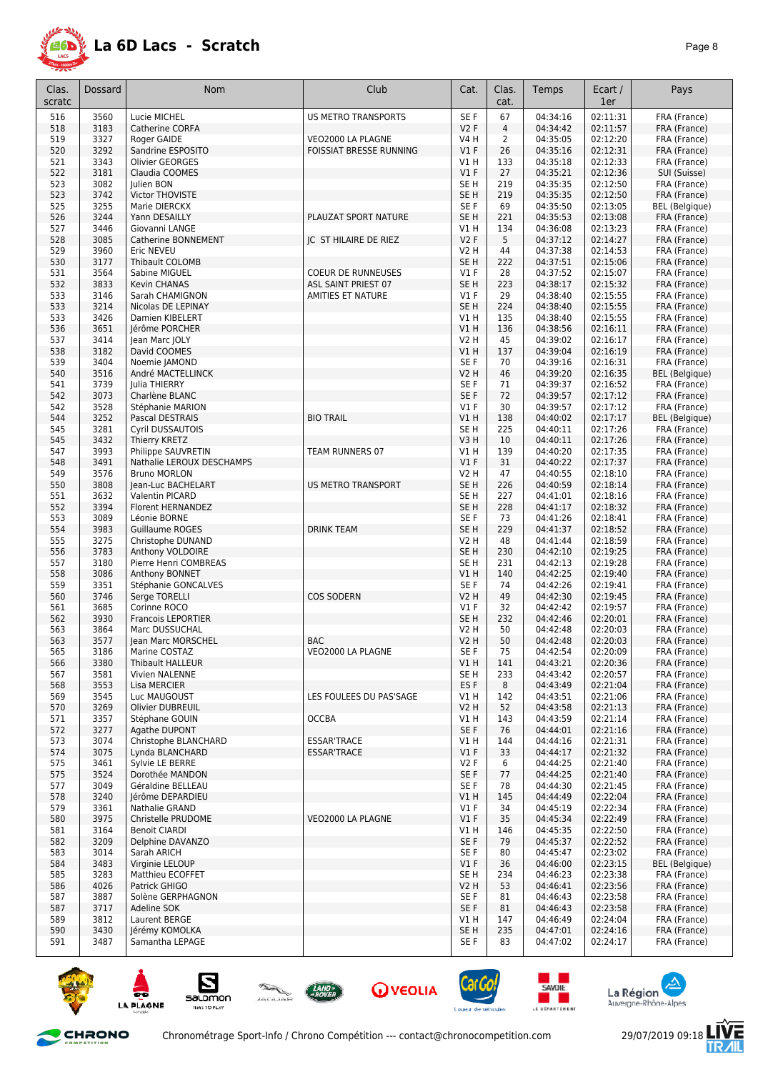# La 6D Lacs - Scratch

| Clas. scratc | Dossard | Nom | Club | Cat. | Clas. cat. | Temps | Ecart / 1er | Pays |
|---|---|---|---|---|---|---|---|---|
| 516 | 3560 | Lucie MICHEL | US METRO TRANSPORTS | SE F | 67 | 04:34:16 | 02:11:31 | FRA (France) |
| 518 | 3183 | Catherine CORFA | | V2 F | 4 | 04:34:42 | 02:11:57 | FRA (France) |
| 519 | 3327 | Roger GAIDE | VEO2000 LA PLAGNE | V4 H | 2 | 04:35:05 | 02:12:20 | FRA (France) |
| 520 | 3292 | Sandrine ESPOSITO | FOISSIAT BRESSE RUNNING | V1 F | 26 | 04:35:16 | 02:12:31 | FRA (France) |
| 521 | 3343 | Olivier GEORGES | | V1 H | 133 | 04:35:18 | 02:12:33 | FRA (France) |
| 522 | 3181 | Claudia COOMES | | V1 F | 27 | 04:35:21 | 02:12:36 | SUI (Suisse) |
| 523 | 3082 | Julien BON | | SE H | 219 | 04:35:35 | 02:12:50 | FRA (France) |
| 523 | 3742 | Victor THOVISTE | | SE H | 219 | 04:35:35 | 02:12:50 | FRA (France) |
| 525 | 3255 | Marie DIERCKX | | SE F | 69 | 04:35:50 | 02:13:05 | BEL (Belgique) |
| 526 | 3244 | Yann DESAILLY | PLAUZAT SPORT NATURE | SE H | 221 | 04:35:53 | 02:13:08 | FRA (France) |
| 527 | 3446 | Giovanni LANGE | | V1 H | 134 | 04:36:08 | 02:13:23 | FRA (France) |
| 528 | 3085 | Catherine BONNEMENT | JC ST HILAIRE DE RIEZ | V2 F | 5 | 04:37:12 | 02:14:27 | FRA (France) |
| 529 | 3960 | Eric NEVEU | | V2 H | 44 | 04:37:38 | 02:14:53 | FRA (France) |
| 530 | 3177 | Thibault COLOMB | | SE H | 222 | 04:37:51 | 02:15:06 | FRA (France) |
| 531 | 3564 | Sabine MIGUEL | COEUR DE RUNNEUSES | V1 F | 28 | 04:37:52 | 02:15:07 | FRA (France) |
| 532 | 3833 | Kevin CHANAS | ASL SAINT PRIEST 07 | SE H | 223 | 04:38:17 | 02:15:32 | FRA (France) |
| 533 | 3146 | Sarah CHAMIGNON | AMITIES ET NATURE | V1 F | 29 | 04:38:40 | 02:15:55 | FRA (France) |
| 533 | 3214 | Nicolas DE LEPINAY | | SE H | 224 | 04:38:40 | 02:15:55 | FRA (France) |
| 533 | 3426 | Damien KIBELERT | | V1 H | 135 | 04:38:40 | 02:15:55 | FRA (France) |
| 536 | 3651 | Jérôme PORCHER | | V1 H | 136 | 04:38:56 | 02:16:11 | FRA (France) |
| 537 | 3414 | Jean Marc JOLY | | V2 H | 45 | 04:39:02 | 02:16:17 | FRA (France) |
| 538 | 3182 | David COOMES | | V1 H | 137 | 04:39:04 | 02:16:19 | FRA (France) |
| 539 | 3404 | Noemie JAMOND | | SE F | 70 | 04:39:16 | 02:16:31 | FRA (France) |
| 540 | 3516 | André MACTELLINCK | | V2 H | 46 | 04:39:20 | 02:16:35 | BEL (Belgique) |
| 541 | 3739 | Julia THIERRY | | SE F | 71 | 04:39:37 | 02:16:52 | FRA (France) |
| 542 | 3073 | Charlène BLANC | | SE F | 72 | 04:39:57 | 02:17:12 | FRA (France) |
| 542 | 3528 | Stéphanie MARION | | V1 F | 30 | 04:39:57 | 02:17:12 | FRA (France) |
| 544 | 3252 | Pascal DESTRAIS | BIO TRAIL | V1 H | 138 | 04:40:02 | 02:17:17 | BEL (Belgique) |
| 545 | 3281 | Cyril DUSSAUTOIS | | SE H | 225 | 04:40:11 | 02:17:26 | FRA (France) |
| 545 | 3432 | Thierry KRETZ | | V3 H | 10 | 04:40:11 | 02:17:26 | FRA (France) |
| 547 | 3993 | Philippe SAUVRETIN | TEAM RUNNERS 07 | V1 H | 139 | 04:40:20 | 02:17:35 | FRA (France) |
| 548 | 3491 | Nathalie LEROUX DESCHAMPS | | V1 F | 31 | 04:40:22 | 02:17:37 | FRA (France) |
| 549 | 3576 | Bruno MORLON | | V2 H | 47 | 04:40:55 | 02:18:10 | FRA (France) |
| 550 | 3808 | Jean-Luc BACHELART | US METRO TRANSPORT | SE H | 226 | 04:40:59 | 02:18:14 | FRA (France) |
| 551 | 3632 | Valentin PICARD | | SE H | 227 | 04:41:01 | 02:18:16 | FRA (France) |
| 552 | 3394 | Florent HERNANDEZ | | SE H | 228 | 04:41:17 | 02:18:32 | FRA (France) |
| 553 | 3089 | Léonie BORNE | | SE F | 73 | 04:41:26 | 02:18:41 | FRA (France) |
| 554 | 3983 | Guillaume ROGES | DRINK TEAM | SE H | 229 | 04:41:37 | 02:18:52 | FRA (France) |
| 555 | 3275 | Christophe DUNAND | | V2 H | 48 | 04:41:44 | 02:18:59 | FRA (France) |
| 556 | 3783 | Anthony VOLDOIRE | | SE H | 230 | 04:42:10 | 02:19:25 | FRA (France) |
| 557 | 3180 | Pierre Henri COMBREAS | | SE H | 231 | 04:42:13 | 02:19:28 | FRA (France) |
| 558 | 3086 | Anthony BONNET | | V1 H | 140 | 04:42:25 | 02:19:40 | FRA (France) |
| 559 | 3351 | Stéphanie GONCALVES | | SE F | 74 | 04:42:26 | 02:19:41 | FRA (France) |
| 560 | 3746 | Serge TORELLI | COS SODERN | V2 H | 49 | 04:42:30 | 02:19:45 | FRA (France) |
| 561 | 3685 | Corinne ROCO | | V1 F | 32 | 04:42:42 | 02:19:57 | FRA (France) |
| 562 | 3930 | Francois LEPORTIER | | SE H | 232 | 04:42:46 | 02:20:01 | FRA (France) |
| 563 | 3864 | Marc DUSSUCHAL | | V2 H | 50 | 04:42:48 | 02:20:03 | FRA (France) |
| 563 | 3577 | Jean Marc MORSCHEL | BAC | V2 H | 50 | 04:42:48 | 02:20:03 | FRA (France) |
| 565 | 3186 | Marine COSTAZ | VEO2000 LA PLAGNE | SE F | 75 | 04:42:54 | 02:20:09 | FRA (France) |
| 566 | 3380 | Thibault HALLEUR | | V1 H | 141 | 04:43:21 | 02:20:36 | FRA (France) |
| 567 | 3581 | Vivien NALENNE | | SE H | 233 | 04:43:42 | 02:20:57 | FRA (France) |
| 568 | 3553 | Lisa MERCIER | | ES F | 8 | 04:43:49 | 02:21:04 | FRA (France) |
| 569 | 3545 | Luc MAUGOUST | LES FOULEES DU PAS'SAGE | V1 H | 142 | 04:43:51 | 02:21:06 | FRA (France) |
| 570 | 3269 | Olivier DUBREUIL | | V2 H | 52 | 04:43:58 | 02:21:13 | FRA (France) |
| 571 | 3357 | Stéphane GOUIN | OCCBA | V1 H | 143 | 04:43:59 | 02:21:14 | FRA (France) |
| 572 | 3277 | Agathe DUPONT | | SE F | 76 | 04:44:01 | 02:21:16 | FRA (France) |
| 573 | 3074 | Christophe BLANCHARD | ESSAR'TRACE | V1 H | 144 | 04:44:16 | 02:21:31 | FRA (France) |
| 574 | 3075 | Lynda BLANCHARD | ESSAR'TRACE | V1 F | 33 | 04:44:17 | 02:21:32 | FRA (France) |
| 575 | 3461 | Sylvie LE BERRE | | V2 F | 6 | 04:44:25 | 02:21:40 | FRA (France) |
| 575 | 3524 | Dorothée MANDON | | SE F | 77 | 04:44:25 | 02:21:40 | FRA (France) |
| 577 | 3049 | Géraldine BELLEAU | | SE F | 78 | 04:44:30 | 02:21:45 | FRA (France) |
| 578 | 3240 | Jérôme DEPARDIEU | | V1 H | 145 | 04:44:49 | 02:22:04 | FRA (France) |
| 579 | 3361 | Nathalie GRAND | | V1 F | 34 | 04:45:19 | 02:22:34 | FRA (France) |
| 580 | 3975 | Christelle PRUDOME | VEO2000 LA PLAGNE | V1 F | 35 | 04:45:34 | 02:22:49 | FRA (France) |
| 581 | 3164 | Benoit CIARDI | | V1 H | 146 | 04:45:35 | 02:22:50 | FRA (France) |
| 582 | 3209 | Delphine DAVANZO | | SE F | 79 | 04:45:37 | 02:22:52 | FRA (France) |
| 583 | 3014 | Sarah ARICH | | SE F | 80 | 04:45:47 | 02:23:02 | FRA (France) |
| 584 | 3483 | Virginie LELOUP | | V1 F | 36 | 04:46:00 | 02:23:15 | BEL (Belgique) |
| 585 | 3283 | Matthieu ECOFFET | | SE H | 234 | 04:46:23 | 02:23:38 | FRA (France) |
| 586 | 4026 | Patrick GHIGO | | V2 H | 53 | 04:46:41 | 02:23:56 | FRA (France) |
| 587 | 3887 | Solène GERPHAGNON | | SE F | 81 | 04:46:43 | 02:23:58 | FRA (France) |
| 587 | 3717 | Adeline SOK | | SE F | 81 | 04:46:43 | 02:23:58 | FRA (France) |
| 589 | 3812 | Laurent BERGE | | V1 H | 147 | 04:46:49 | 02:24:04 | FRA (France) |
| 590 | 3430 | Jérémy KOMOLKA | | SE H | 235 | 04:47:01 | 02:24:16 | FRA (France) |
| 591 | 3487 | Samantha LEPAGE | | SE F | 83 | 04:47:02 | 02:24:17 | FRA (France) |

Chronométrage Sport-Info / Chrono Compétition --- contact@chronocompetition.com

29/07/2019 09:18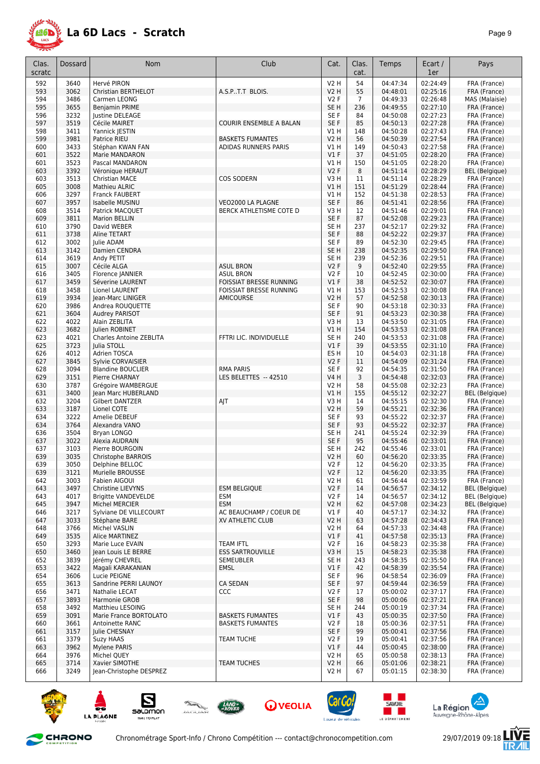# La 6D Lacs - Scratch

| Clas. scratc | Dossard | Nom | Club | Cat. | Clas. cat. | Temps | Ecart / 1er | Pays |
|---|---|---|---|---|---|---|---|---|
| 592 | 3640 | Hervé PIRON | | V2 H | 54 | 04:47:34 | 02:24:49 | FRA (France) |
| 593 | 3062 | Christian BERTHELOT | A.S.P..T.T BLOIS. | V2 H | 55 | 04:48:01 | 02:25:16 | FRA (France) |
| 594 | 3486 | Carmen LEONG | | V2 F | 7 | 04:49:33 | 02:26:48 | MAS (Malaisie) |
| 595 | 3655 | Benjamin PRIME | | SE H | 236 | 04:49:55 | 02:27:10 | FRA (France) |
| 596 | 3232 | Justine DELEAGE | | SE F | 84 | 04:50:08 | 02:27:23 | FRA (France) |
| 597 | 3519 | Cécile MAIRET | COURIR ENSEMBLE A BALAN | SE F | 85 | 04:50:13 | 02:27:28 | FRA (France) |
| 598 | 3411 | Yannick JESTIN | | V1 H | 148 | 04:50:28 | 02:27:43 | FRA (France) |
| 599 | 3981 | Patrice RIEU | BASKETS FUMANTES | V2 H | 56 | 04:50:39 | 02:27:54 | FRA (France) |
| 600 | 3433 | Stéphan KWAN FAN | ADIDAS RUNNERS PARIS | V1 H | 149 | 04:50:43 | 02:27:58 | FRA (France) |
| 601 | 3522 | Marie MANDARON | | V1 F | 37 | 04:51:05 | 02:28:20 | FRA (France) |
| 601 | 3523 | Pascal MANDARON | | V1 H | 150 | 04:51:05 | 02:28:20 | FRA (France) |
| 603 | 3392 | Véronique HERAUT | | V2 F | 8 | 04:51:14 | 02:28:29 | BEL (Belgique) |
| 603 | 3513 | Christian MACE | COS SODERN | V3 H | 11 | 04:51:14 | 02:28:29 | FRA (France) |
| 605 | 3008 | Mathieu ALRIC | | V1 H | 151 | 04:51:29 | 02:28:44 | FRA (France) |
| 606 | 3297 | Franck FAUBERT | | V1 H | 152 | 04:51:38 | 02:28:53 | FRA (France) |
| 607 | 3957 | Isabelle MUSINU | VEO2000 LA PLAGNE | SE F | 86 | 04:51:41 | 02:28:56 | FRA (France) |
| 608 | 3514 | Patrick MACQUET | BERCK ATHLETISME COTE D | V3 H | 12 | 04:51:46 | 02:29:01 | FRA (France) |
| 609 | 3811 | Marion BELLIN | | SE F | 87 | 04:52:08 | 02:29:23 | FRA (France) |
| 610 | 3790 | David WEBER | | SE H | 237 | 04:52:17 | 02:29:32 | FRA (France) |
| 611 | 3738 | Aline TETART | | SE F | 88 | 04:52:22 | 02:29:37 | FRA (France) |
| 612 | 3002 | Julie ADAM | | SE F | 89 | 04:52:30 | 02:29:45 | FRA (France) |
| 613 | 3142 | Damien CENDRA | | SE H | 238 | 04:52:35 | 02:29:50 | FRA (France) |
| 614 | 3619 | Andy PETIT | | SE H | 239 | 04:52:36 | 02:29:51 | FRA (France) |
| 615 | 3007 | Cécile ALGA | ASUL BRON | V2 F | 9 | 04:52:40 | 02:29:55 | FRA (France) |
| 616 | 3405 | Florence JANNIER | ASUL BRON | V2 F | 10 | 04:52:45 | 02:30:00 | FRA (France) |
| 617 | 3459 | Séverine LAURENT | FOISSIAT BRESSE RUNNING | V1 F | 38 | 04:52:52 | 02:30:07 | FRA (France) |
| 618 | 3458 | Lionel LAURENT | FOISSIAT BRESSE RUNNING | V1 H | 153 | 04:52:53 | 02:30:08 | FRA (France) |
| 619 | 3934 | Jean-Marc LINIGER | AMICOURSE | V2 H | 57 | 04:52:58 | 02:30:13 | FRA (France) |
| 620 | 3986 | Andrea ROUQUETTE | | SE F | 90 | 04:53:18 | 02:30:33 | FRA (France) |
| 621 | 3604 | Audrey PARISOT | | SE F | 91 | 04:53:23 | 02:30:38 | FRA (France) |
| 622 | 4022 | Alain ZEBLITA | | V3 H | 13 | 04:53:50 | 02:31:05 | FRA (France) |
| 623 | 3682 | Julien ROBINET | | V1 H | 154 | 04:53:53 | 02:31:08 | FRA (France) |
| 623 | 4021 | Charles Antoine ZEBLITA | FFTRI LIC. INDIVIDUELLE | SE H | 240 | 04:53:53 | 02:31:08 | FRA (France) |
| 625 | 3723 | Julia STOLL | | V1 F | 39 | 04:53:55 | 02:31:10 | FRA (France) |
| 626 | 4012 | Adrien TOSCA | | ES H | 10 | 04:54:03 | 02:31:18 | FRA (France) |
| 627 | 3845 | Sylvie CORVAISIER | | V2 F | 11 | 04:54:09 | 02:31:24 | FRA (France) |
| 628 | 3094 | Blandine BOUCLIER | RMA PARIS | SE F | 92 | 04:54:35 | 02:31:50 | FRA (France) |
| 629 | 3151 | Pierre CHARNAY | LES BELETTES -- 42510 | V4 H | 3 | 04:54:48 | 02:32:03 | FRA (France) |
| 630 | 3787 | Grégoire WAMBERGUE | | V2 H | 58 | 04:55:08 | 02:32:23 | FRA (France) |
| 631 | 3400 | Jean Marc HUBERLAND | | V1 H | 155 | 04:55:12 | 02:32:27 | BEL (Belgique) |
| 632 | 3204 | Gilbert DANTZER | AJT | V3 H | 14 | 04:55:15 | 02:32:30 | FRA (France) |
| 633 | 3187 | Lionel COTE | | V2 H | 59 | 04:55:21 | 02:32:36 | FRA (France) |
| 634 | 3222 | Amelie DEBEUF | | SE F | 93 | 04:55:22 | 02:32:37 | FRA (France) |
| 634 | 3764 | Alexandra VANO | | SE F | 93 | 04:55:22 | 02:32:37 | FRA (France) |
| 636 | 3504 | Bryan LONGO | | SE H | 241 | 04:55:24 | 02:32:39 | FRA (France) |
| 637 | 3022 | Alexia AUDRAIN | | SE F | 95 | 04:55:46 | 02:33:01 | FRA (France) |
| 637 | 3103 | Pierre BOURGOIN | | SE H | 242 | 04:55:46 | 02:33:01 | FRA (France) |
| 639 | 3035 | Christophe BARROIS | | V2 H | 60 | 04:56:20 | 02:33:35 | FRA (France) |
| 639 | 3050 | Delphine BELLOC | | V2 F | 12 | 04:56:20 | 02:33:35 | FRA (France) |
| 639 | 3121 | Murielle BROUSSE | | V2 F | 12 | 04:56:20 | 02:33:35 | FRA (France) |
| 642 | 3003 | Fabien AIGOUI | | V2 H | 61 | 04:56:44 | 02:33:59 | FRA (France) |
| 643 | 3497 | Christine LIEVYNS | ESM BELGIQUE | V2 F | 14 | 04:56:57 | 02:34:12 | BEL (Belgique) |
| 643 | 4017 | Brigitte VANDEVELDE | ESM | V2 F | 14 | 04:56:57 | 02:34:12 | BEL (Belgique) |
| 645 | 3947 | Michel MERCIER | ESM | V2 H | 62 | 04:57:08 | 02:34:23 | BEL (Belgique) |
| 646 | 3217 | Sylviane DE VILLECOURT | AC BEAUCHAMP / COEUR DE | V1 F | 40 | 04:57:17 | 02:34:32 | FRA (France) |
| 647 | 3033 | Stéphane BARE | XV ATHLETIC CLUB | V2 H | 63 | 04:57:28 | 02:34:43 | FRA (France) |
| 648 | 3766 | Michel VASLIN | | V2 H | 64 | 04:57:33 | 02:34:48 | FRA (France) |
| 649 | 3535 | Alice MARTINEZ | | V1 F | 41 | 04:57:58 | 02:35:13 | FRA (France) |
| 650 | 3293 | Marie Luce EVAIN | TEAM IFTL | V2 F | 16 | 04:58:23 | 02:35:38 | FRA (France) |
| 650 | 3460 | Jean Louis LE BERRE | ESS SARTROUVILLE | V3 H | 15 | 04:58:23 | 02:35:38 | FRA (France) |
| 652 | 3839 | Jérémy CHEVREL | SEMEUBLER | SE H | 243 | 04:58:35 | 02:35:50 | FRA (France) |
| 653 | 3422 | Magali KARAKANIAN | EMSL | V1 F | 42 | 04:58:39 | 02:35:54 | FRA (France) |
| 654 | 3606 | Lucie PEIGNE | | SE F | 96 | 04:58:54 | 02:36:09 | FRA (France) |
| 655 | 3613 | Sandrine PERRI LAUNOY | CA SEDAN | SE F | 97 | 04:59:44 | 02:36:59 | FRA (France) |
| 656 | 3471 | Nathalie LECAT | CCC | V2 F | 17 | 05:00:02 | 02:37:17 | FRA (France) |
| 657 | 3893 | Harmonie GROB | | SE F | 98 | 05:00:06 | 02:37:21 | FRA (France) |
| 658 | 3492 | Matthieu LESOING | | SE H | 244 | 05:00:19 | 02:37:34 | FRA (France) |
| 659 | 3091 | Marie France BORTOLATO | BASKETS FUMANTES | V1 F | 43 | 05:00:35 | 02:37:50 | FRA (France) |
| 660 | 3661 | Antoinette RANC | BASKETS FUMANTES | V2 F | 18 | 05:00:36 | 02:37:51 | FRA (France) |
| 661 | 3157 | Julie CHESNAY | | SE F | 99 | 05:00:41 | 02:37:56 | FRA (France) |
| 661 | 3379 | Suzy HAAS | TEAM TUCHE | V2 F | 19 | 05:00:41 | 02:37:56 | FRA (France) |
| 663 | 3962 | Mylene PARIS | | V1 F | 44 | 05:00:45 | 02:38:00 | FRA (France) |
| 664 | 3976 | Michel QUEY | | V2 H | 65 | 05:00:58 | 02:38:13 | FRA (France) |
| 665 | 3714 | Xavier SIMOTHE | TEAM TUCHES | V2 H | 66 | 05:01:06 | 02:38:21 | FRA (France) |
| 666 | 3249 | Jean-Christophe DESPREZ | | V2 H | 67 | 05:01:15 | 02:38:30 | FRA (France) |

Chronométrage Sport-Info / Chrono Compétition --- contact@chronocompetition.com 29/07/2019 09:18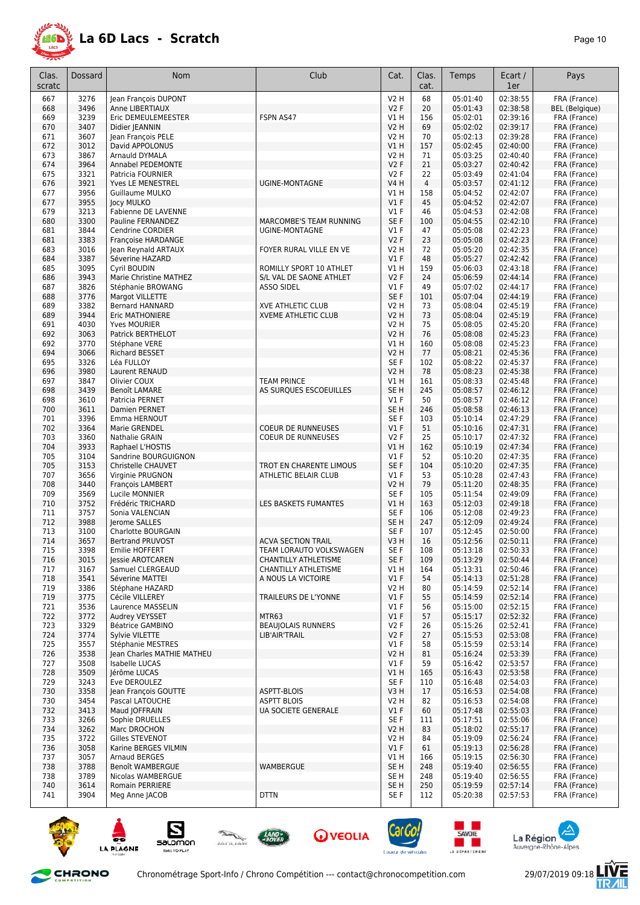# La 6D Lacs - Scratch

| Clas. scratc | Dossard | Nom | Club | Cat. | Clas. cat. | Temps | Ecart / 1er | Pays |
|---|---|---|---|---|---|---|---|---|
| 667 | 3276 | Jean François DUPONT | | V2 H | 68 | 05:01:40 | 02:38:55 | FRA (France) |
| 668 | 3496 | Anne LIBERTIAUX | | V2 F | 20 | 05:01:43 | 02:38:58 | BEL (Belgique) |
| 669 | 3239 | Eric DEMEULEMEESTER | FSPN AS47 | V1 H | 156 | 05:02:01 | 02:39:16 | FRA (France) |
| 670 | 3407 | Didier JEANNIN | | V2 H | 69 | 05:02:02 | 02:39:17 | FRA (France) |
| 671 | 3607 | Jean François PELE | | V2 H | 70 | 05:02:13 | 02:39:28 | FRA (France) |
| 672 | 3012 | David APPOLONUS | | V1 H | 157 | 05:02:45 | 02:40:00 | FRA (France) |
| 673 | 3867 | Arnauld DYMALA | | V2 H | 71 | 05:03:25 | 02:40:40 | FRA (France) |
| 674 | 3964 | Annabel PEDEMONTE | | V2 F | 21 | 05:03:27 | 02:40:42 | FRA (France) |
| 675 | 3321 | Patricia FOURNIER | | V2 F | 22 | 05:03:49 | 02:41:04 | FRA (France) |
| 676 | 3921 | Yves LE MENESTREL | UGINE-MONTAGNE | V4 H | 4 | 05:03:57 | 02:41:12 | FRA (France) |
| 677 | 3956 | Guillaume MULKO | | V1 H | 158 | 05:04:52 | 02:42:07 | FRA (France) |
| 677 | 3955 | Jocy MULKO | | V1 F | 45 | 05:04:52 | 02:42:07 | FRA (France) |
| 679 | 3213 | Fabienne DE LAVENNE | | V1 F | 46 | 05:04:53 | 02:42:08 | FRA (France) |
| 680 | 3300 | Pauline FERNANDEZ | MARCOMBE'S TEAM RUNNING | SE F | 100 | 05:04:55 | 02:42:10 | FRA (France) |
| 681 | 3844 | Cendrine CORDIER | UGINE-MONTAGNE | V1 F | 47 | 05:05:08 | 02:42:23 | FRA (France) |
| 681 | 3383 | Françoise HARDANGE | | V2 F | 23 | 05:05:08 | 02:42:23 | FRA (France) |
| 683 | 3016 | Jean Reynald ARTAUX | FOYER RURAL VILLE EN VE | V2 H | 72 | 05:05:20 | 02:42:35 | FRA (France) |
| 684 | 3387 | Séverine HAZARD | | V1 F | 48 | 05:05:27 | 02:42:42 | FRA (France) |
| 685 | 3095 | Cyril BOUDIN | ROMILLY SPORT 10 ATHLET | V1 H | 159 | 05:06:03 | 02:43:18 | FRA (France) |
| 686 | 3943 | Marie Christine MATHEZ | S/L VAL DE SAONE ATHLET | V2 F | 24 | 05:06:59 | 02:44:14 | FRA (France) |
| 687 | 3826 | Stéphanie BROWANG | ASSO SIDEL | V1 F | 49 | 05:07:02 | 02:44:17 | FRA (France) |
| 688 | 3776 | Margot VILLETTE | | SE F | 101 | 05:07:04 | 02:44:19 | FRA (France) |
| 689 | 3382 | Bernard HANNARD | XVE ATHLETIC CLUB | V2 H | 73 | 05:08:04 | 02:45:19 | FRA (France) |
| 689 | 3944 | Eric MATHONIERE | XVEME ATHLETIC CLUB | V2 H | 73 | 05:08:04 | 02:45:19 | FRA (France) |
| 691 | 4030 | Yves MOURIER | | V2 H | 75 | 05:08:05 | 02:45:20 | FRA (France) |
| 692 | 3063 | Patrick BERTHELOT | | V2 H | 76 | 05:08:08 | 02:45:23 | FRA (France) |
| 692 | 3770 | Stéphane VERE | | V1 H | 160 | 05:08:08 | 02:45:23 | FRA (France) |
| 694 | 3066 | Richard BESSET | | V2 H | 77 | 05:08:21 | 02:45:36 | FRA (France) |
| 695 | 3326 | Léa FULLOY | | SE F | 102 | 05:08:22 | 02:45:37 | FRA (France) |
| 696 | 3980 | Laurent RENAUD | | V2 H | 78 | 05:08:23 | 02:45:38 | FRA (France) |
| 697 | 3847 | Olivier COUX | TEAM PRINCE | V1 H | 161 | 05:08:33 | 02:45:48 | FRA (France) |
| 698 | 3439 | Benoît LAMARE | AS SURQUES ESCOEUILLES | SE H | 245 | 05:08:57 | 02:46:12 | FRA (France) |
| 698 | 3610 | Patricia PERNET | | V1 F | 50 | 05:08:57 | 02:46:12 | FRA (France) |
| 700 | 3611 | Damien PERNET | | SE H | 246 | 05:08:58 | 02:46:13 | FRA (France) |
| 701 | 3396 | Emma HERNOUT | | SE F | 103 | 05:10:14 | 02:47:29 | FRA (France) |
| 702 | 3364 | Marie GRENDEL | COEUR DE RUNNEUSES | V1 F | 51 | 05:10:16 | 02:47:31 | FRA (France) |
| 703 | 3360 | Nathalie GRAIN | COEUR DE RUNNEUSES | V2 F | 25 | 05:10:17 | 02:47:32 | FRA (France) |
| 704 | 3933 | Raphael L'HOSTIS | | V1 H | 162 | 05:10:19 | 02:47:34 | FRA (France) |
| 705 | 3104 | Sandrine BOURGUIGNON | | V1 F | 52 | 05:10:20 | 02:47:35 | FRA (France) |
| 705 | 3153 | Christelle CHAUVET | TROT EN CHARENTE LIMOUS | SE F | 104 | 05:10:20 | 02:47:35 | FRA (France) |
| 707 | 3656 | Virginie PRUGNON | ATHLETIC BELAIR CLUB | V1 F | 53 | 05:10:28 | 02:47:43 | FRA (France) |
| 708 | 3440 | François LAMBERT | | V2 H | 79 | 05:11:20 | 02:48:35 | FRA (France) |
| 709 | 3569 | Lucile MONNIER | | SE F | 105 | 05:11:54 | 02:49:09 | FRA (France) |
| 710 | 3752 | Frédéric TRICHARD | LES BASKETS FUMANTES | V1 H | 163 | 05:12:03 | 02:49:18 | FRA (France) |
| 711 | 3757 | Sonia VALENCIAN | | SE F | 106 | 05:12:08 | 02:49:23 | FRA (France) |
| 712 | 3988 | Jerome SALLES | | SE H | 247 | 05:12:09 | 02:49:24 | FRA (France) |
| 713 | 3100 | Charlotte BOURGAIN | | SE F | 107 | 05:12:45 | 02:50:00 | FRA (France) |
| 714 | 3657 | Bertrand PRUVOST | ACVA SECTION TRAIL | V3 H | 16 | 05:12:56 | 02:50:11 | FRA (France) |
| 715 | 3398 | Emilie HOFFERT | TEAM LORAUTO VOLKSWAGEN | SE F | 108 | 05:13:18 | 02:50:33 | FRA (France) |
| 716 | 3015 | Jessie AROTCAREN | CHANTILLY ATHLETISME | SE F | 109 | 05:13:29 | 02:50:44 | FRA (France) |
| 717 | 3167 | Samuel CLERGEAUD | CHANTILLY ATHLETISME | V1 H | 164 | 05:13:31 | 02:50:46 | FRA (France) |
| 718 | 3541 | Séverine MATTEI | A NOUS LA VICTOIRE | V1 F | 54 | 05:14:13 | 02:51:28 | FRA (France) |
| 719 | 3386 | Stéphane HAZARD | | V2 H | 80 | 05:14:59 | 02:52:14 | FRA (France) |
| 719 | 3775 | Cécile VILLEREY | TRAILEURS DE L'YONNE | V1 F | 55 | 05:14:59 | 02:52:14 | FRA (France) |
| 721 | 3536 | Laurence MASSELIN | | V1 F | 56 | 05:15:00 | 02:52:15 | FRA (France) |
| 722 | 3772 | Audrey VEYSSET | MTR63 | V1 F | 57 | 05:15:17 | 02:52:32 | FRA (France) |
| 723 | 3329 | Béatrice GAMBINO | BEAUJOLAIS RUNNERS | V2 F | 26 | 05:15:26 | 02:52:41 | FRA (France) |
| 724 | 3774 | Sylvie VILETTE | LIB'AIR'TRAIL | V2 F | 27 | 05:15:53 | 02:53:08 | FRA (France) |
| 725 | 3557 | Stéphanie MESTRES | | V1 F | 58 | 05:15:59 | 02:53:14 | FRA (France) |
| 726 | 3538 | Jean Charles MATHIE MATHEU | | V2 H | 81 | 05:16:24 | 02:53:39 | FRA (France) |
| 727 | 3508 | Isabelle LUCAS | | V1 F | 59 | 05:16:42 | 02:53:57 | FRA (France) |
| 728 | 3509 | Jérôme LUCAS | | V1 H | 165 | 05:16:43 | 02:53:58 | FRA (France) |
| 729 | 3243 | Eve DEROULEZ | | SE F | 110 | 05:16:48 | 02:54:03 | FRA (France) |
| 730 | 3358 | Jean François GOUTTE | ASPTT-BLOIS | V3 H | 17 | 05:16:53 | 02:54:08 | FRA (France) |
| 730 | 3454 | Pascal LATOUCHE | ASPTT BLOIS | V2 H | 82 | 05:16:53 | 02:54:08 | FRA (France) |
| 732 | 3413 | Maud JOFFRAIN | UA SOCIETE GENERALE | V1 F | 60 | 05:17:48 | 02:55:03 | FRA (France) |
| 733 | 3266 | Sophie DRUELLES | | SE F | 111 | 05:17:51 | 02:55:06 | FRA (France) |
| 734 | 3262 | Marc DROCHON | | V2 H | 83 | 05:18:02 | 02:55:17 | FRA (France) |
| 735 | 3722 | Gilles STEVENOT | | V2 H | 84 | 05:19:09 | 02:56:24 | FRA (France) |
| 736 | 3058 | Karine BERGES VILMIN | | V1 F | 61 | 05:19:13 | 02:56:28 | FRA (France) |
| 737 | 3057 | Arnaud BERGES | | V1 H | 166 | 05:19:15 | 02:56:30 | FRA (France) |
| 738 | 3788 | Benoît WAMBERGUE | WAMBERGUE | SE H | 248 | 05:19:40 | 02:56:55 | FRA (France) |
| 738 | 3789 | Nicolas WAMBERGUE | | SE H | 248 | 05:19:40 | 02:56:55 | FRA (France) |
| 740 | 3614 | Romain PERRIERE | | SE H | 250 | 05:19:59 | 02:57:14 | FRA (France) |
| 741 | 3904 | Meg Anne JACOB | DTTN | SE F | 112 | 05:20:38 | 02:57:53 | FRA (France) |

Chronométrage Sport-Info / Chrono Compétition --- contact@chronocompetition.com

29/07/2019 09:18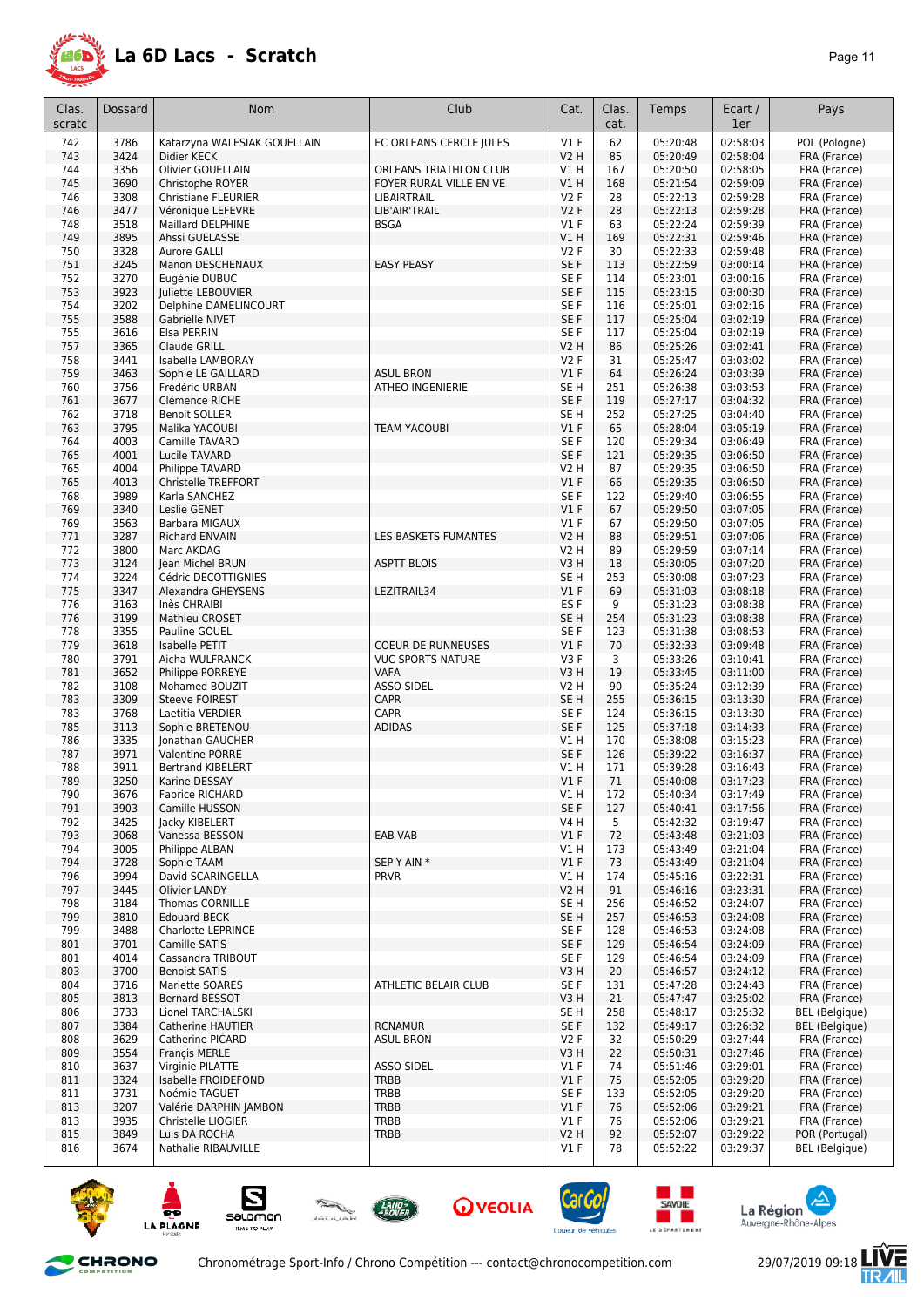# La 6D Lacs - Scratch

| Clas. scratc | Dossard | Nom | Club | Cat. | Clas. cat. | Temps | Ecart / 1er | Pays |
|---|---|---|---|---|---|---|---|---|
| 742 | 3786 | Katarzyna WALESIAK GOUELLAIN | EC ORLEANS CERCLE JULES | V1 F | 62 | 05:20:48 | 02:58:03 | POL (Pologne) |
| 743 | 3424 | Didier KECK | | V2 H | 85 | 05:20:49 | 02:58:04 | FRA (France) |
| 744 | 3356 | Olivier GOUELLAIN | ORLEANS TRIATHLON CLUB | V1 H | 167 | 05:20:50 | 02:58:05 | FRA (France) |
| 745 | 3690 | Christophe ROYER | FOYER RURAL VILLE EN VE | V1 H | 168 | 05:21:54 | 02:59:09 | FRA (France) |
| 746 | 3308 | Christiane FLEURIER | LIBAIRTRAIL | V2 F | 28 | 05:22:13 | 02:59:28 | FRA (France) |
| 746 | 3477 | Véronique LEFEVRE | LIB'AIR'TRAIL | V2 F | 28 | 05:22:13 | 02:59:28 | FRA (France) |
| 748 | 3518 | Maillard DELPHINE | BSGA | V1 F | 63 | 05:22:24 | 02:59:39 | FRA (France) |
| 749 | 3895 | Ahssi GUELASSE | | V1 H | 169 | 05:22:31 | 02:59:46 | FRA (France) |
| 750 | 3328 | Aurore GALLI | | V2 F | 30 | 05:22:33 | 02:59:48 | FRA (France) |
| 751 | 3245 | Manon DESCHENAUX | EASY PEASY | SE F | 113 | 05:22:59 | 03:00:14 | FRA (France) |
| 752 | 3270 | Eugénie DUBUC | | SE F | 114 | 05:23:01 | 03:00:16 | FRA (France) |
| 753 | 3923 | Juliette LEBOUVIER | | SE F | 115 | 05:23:15 | 03:00:30 | FRA (France) |
| 754 | 3202 | Delphine DAMELINCOURT | | SE F | 116 | 05:25:01 | 03:02:16 | FRA (France) |
| 755 | 3588 | Gabrielle NIVET | | SE F | 117 | 05:25:04 | 03:02:19 | FRA (France) |
| 755 | 3616 | Elsa PERRIN | | SE F | 117 | 05:25:04 | 03:02:19 | FRA (France) |
| 757 | 3365 | Claude GRILL | | V2 H | 86 | 05:25:26 | 03:02:41 | FRA (France) |
| 758 | 3441 | Isabelle LAMBORAY | | V2 F | 31 | 05:25:47 | 03:03:02 | FRA (France) |
| 759 | 3463 | Sophie LE GAILLARD | ASUL BRON | V1 F | 64 | 05:26:24 | 03:03:39 | FRA (France) |
| 760 | 3756 | Frédéric URBAN | ATHEO INGENIERIE | SE H | 251 | 05:26:38 | 03:03:53 | FRA (France) |
| 761 | 3677 | Clémence RICHE | | SE F | 119 | 05:27:17 | 03:04:32 | FRA (France) |
| 762 | 3718 | Benoit SOLLER | | SE H | 252 | 05:27:25 | 03:04:40 | FRA (France) |
| 763 | 3795 | Malika YACOUBI | TEAM YACOUBI | V1 F | 65 | 05:28:04 | 03:05:19 | FRA (France) |
| 764 | 4003 | Camille TAVARD | | SE F | 120 | 05:29:34 | 03:06:49 | FRA (France) |
| 765 | 4001 | Lucile TAVARD | | SE F | 121 | 05:29:35 | 03:06:50 | FRA (France) |
| 765 | 4004 | Philippe TAVARD | | V2 H | 87 | 05:29:35 | 03:06:50 | FRA (France) |
| 765 | 4013 | Christelle TREFFORT | | V1 F | 66 | 05:29:35 | 03:06:50 | FRA (France) |
| 768 | 3989 | Karla SANCHEZ | | SE F | 122 | 05:29:40 | 03:06:55 | FRA (France) |
| 769 | 3340 | Leslie GENET | | V1 F | 67 | 05:29:50 | 03:07:05 | FRA (France) |
| 769 | 3563 | Barbara MIGAUX | | V1 F | 67 | 05:29:50 | 03:07:05 | FRA (France) |
| 771 | 3287 | Richard ENVAIN | LES BASKETS FUMANTES | V2 H | 88 | 05:29:51 | 03:07:06 | FRA (France) |
| 772 | 3800 | Marc AKDAG | | V2 H | 89 | 05:29:59 | 03:07:14 | FRA (France) |
| 773 | 3124 | Jean Michel BRUN | ASPTT BLOIS | V3 H | 18 | 05:30:05 | 03:07:20 | FRA (France) |
| 774 | 3224 | Cédric DECOTTIGNIES | | SE H | 253 | 05:30:08 | 03:07:23 | FRA (France) |
| 775 | 3347 | Alexandra GHEYSENS | LEZITRAIL34 | V1 F | 69 | 05:31:03 | 03:08:18 | FRA (France) |
| 776 | 3163 | Inès CHRAIBI | | ES F | 9 | 05:31:23 | 03:08:38 | FRA (France) |
| 776 | 3199 | Mathieu CROSET | | SE H | 254 | 05:31:23 | 03:08:38 | FRA (France) |
| 778 | 3355 | Pauline GOUEL | | SE F | 123 | 05:31:38 | 03:08:53 | FRA (France) |
| 779 | 3618 | Isabelle PETIT | COEUR DE RUNNEUSES | V1 F | 70 | 05:32:33 | 03:09:48 | FRA (France) |
| 780 | 3791 | Aicha WULFRANCK | VUC SPORTS NATURE | V3 F | 3 | 05:33:26 | 03:10:41 | FRA (France) |
| 781 | 3652 | Philippe PORREYE | VAFA | V3 H | 19 | 05:33:45 | 03:11:00 | FRA (France) |
| 782 | 3108 | Mohamed BOUZIT | ASSO SIDEL | V2 H | 90 | 05:35:24 | 03:12:39 | FRA (France) |
| 783 | 3309 | Steeve FOIREST | CAPR | SE H | 255 | 05:36:15 | 03:13:30 | FRA (France) |
| 783 | 3768 | Laetitia VERDIER | CAPR | SE F | 124 | 05:36:15 | 03:13:30 | FRA (France) |
| 785 | 3113 | Sophie BRETENOU | ADIDAS | SE F | 125 | 05:37:18 | 03:14:33 | FRA (France) |
| 786 | 3335 | Jonathan GAUCHER | | V1 H | 170 | 05:38:08 | 03:15:23 | FRA (France) |
| 787 | 3971 | Valentine PORRE | | SE F | 126 | 05:39:22 | 03:16:37 | FRA (France) |
| 788 | 3911 | Bertrand KIBELERT | | V1 H | 171 | 05:39:28 | 03:16:43 | FRA (France) |
| 789 | 3250 | Karine DESSAY | | V1 F | 71 | 05:40:08 | 03:17:23 | FRA (France) |
| 790 | 3676 | Fabrice RICHARD | | V1 H | 172 | 05:40:34 | 03:17:49 | FRA (France) |
| 791 | 3903 | Camille HUSSON | | SE F | 127 | 05:40:41 | 03:17:56 | FRA (France) |
| 792 | 3425 | Jacky KIBELERT | | V4 H | 5 | 05:42:32 | 03:19:47 | FRA (France) |
| 793 | 3068 | Vanessa BESSON | EAB VAB | V1 F | 72 | 05:43:48 | 03:21:03 | FRA (France) |
| 794 | 3005 | Philippe ALBAN | | V1 H | 173 | 05:43:49 | 03:21:04 | FRA (France) |
| 794 | 3728 | Sophie TAAM | SEP Y AIN * | V1 F | 73 | 05:43:49 | 03:21:04 | FRA (France) |
| 796 | 3994 | David SCARINGELLA | PRVR | V1 H | 174 | 05:45:16 | 03:22:31 | FRA (France) |
| 797 | 3445 | Olivier LANDY | | V2 H | 91 | 05:46:16 | 03:23:31 | FRA (France) |
| 798 | 3184 | Thomas CORNILLE | | SE H | 256 | 05:46:52 | 03:24:07 | FRA (France) |
| 799 | 3810 | Edouard BECK | | SE H | 257 | 05:46:53 | 03:24:08 | FRA (France) |
| 799 | 3488 | Charlotte LEPRINCE | | SE F | 128 | 05:46:53 | 03:24:08 | FRA (France) |
| 801 | 3701 | Camille SATIS | | SE F | 129 | 05:46:54 | 03:24:09 | FRA (France) |
| 801 | 4014 | Cassandra TRIBOUT | | SE F | 129 | 05:46:54 | 03:24:09 | FRA (France) |
| 803 | 3700 | Benoist SATIS | | V3 H | 20 | 05:46:57 | 03:24:12 | FRA (France) |
| 804 | 3716 | Mariette SOARES | ATHLETIC BELAIR CLUB | SE F | 131 | 05:47:28 | 03:24:43 | FRA (France) |
| 805 | 3813 | Bernard BESSOT | | V3 H | 21 | 05:47:47 | 03:25:02 | FRA (France) |
| 806 | 3733 | Lionel TARCHALSKI | | SE H | 258 | 05:48:17 | 03:25:32 | BEL (Belgique) |
| 807 | 3384 | Catherine HAUTIER | RCNAMUR | SE F | 132 | 05:49:17 | 03:26:32 | BEL (Belgique) |
| 808 | 3629 | Catherine PICARD | ASUL BRON | V2 F | 32 | 05:50:29 | 03:27:44 | FRA (France) |
| 809 | 3554 | Françis MERLE | | V3 H | 22 | 05:50:31 | 03:27:46 | FRA (France) |
| 810 | 3637 | Virginie PILATTE | ASSO SIDEL | V1 F | 74 | 05:51:46 | 03:29:01 | FRA (France) |
| 811 | 3324 | Isabelle FROIDEFOND | TRBB | V1 F | 75 | 05:52:05 | 03:29:20 | FRA (France) |
| 811 | 3731 | Noémie TAGUET | TRBB | SE F | 133 | 05:52:05 | 03:29:20 | FRA (France) |
| 813 | 3207 | Valérie DARPHIN JAMBON | TRBB | V1 F | 76 | 05:52:06 | 03:29:21 | FRA (France) |
| 813 | 3935 | Christelle LIOGIER | TRBB | V1 F | 76 | 05:52:06 | 03:29:21 | FRA (France) |
| 815 | 3849 | Luis DA ROCHA | TRBB | V2 H | 92 | 05:52:07 | 03:29:22 | POR (Portugal) |
| 816 | 3674 | Nathalie RIBAUVILLE | | V1 F | 78 | 05:52:22 | 03:29:37 | BEL (Belgique) |

Chronométrage Sport-Info / Chrono Compétition --- contact@chronocompetition.com 29/07/2019 09:18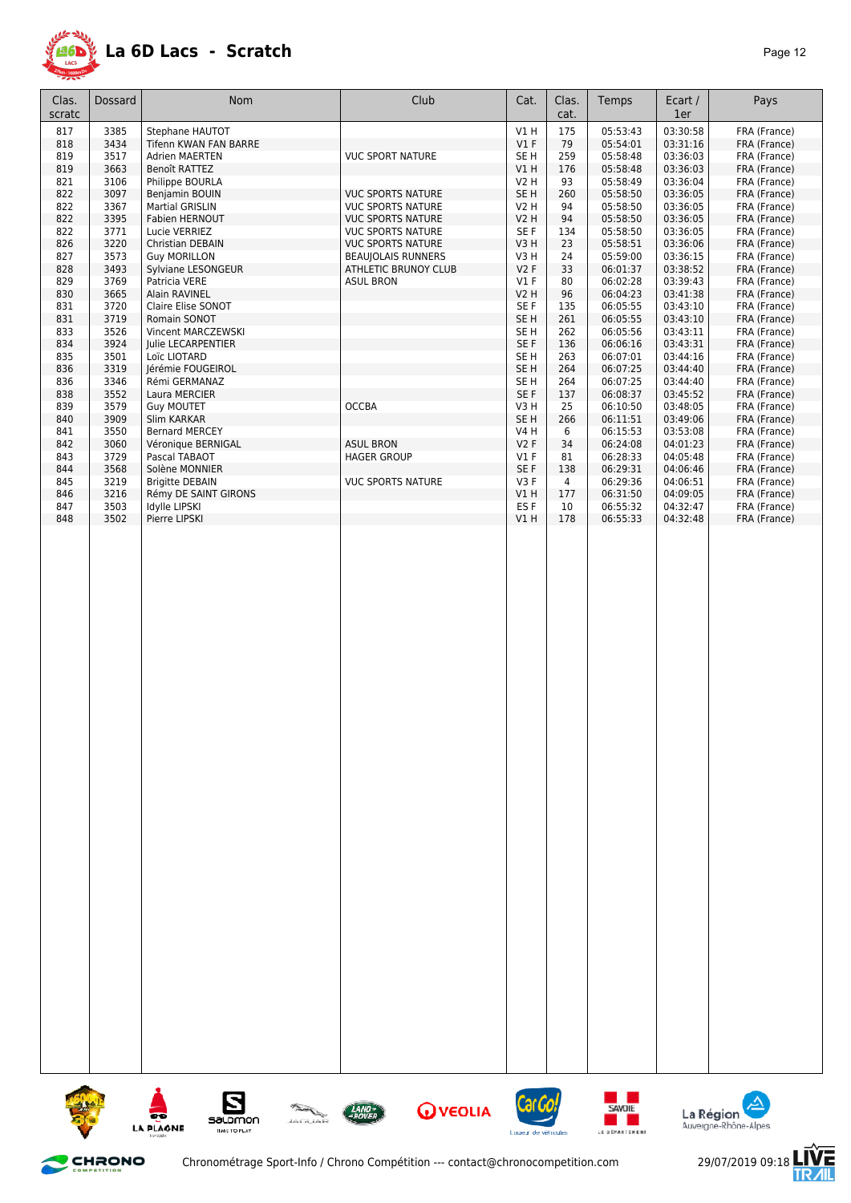# La 6D Lacs - Scratch

| Clas. scratc | Dossard | Nom | Club | Cat. | Clas. cat. | Temps | Ecart / 1er | Pays |
|---|---|---|---|---|---|---|---|---|
| 817 | 3385 | Stephane HAUTOT | | V1 H | 175 | 05:53:43 | 03:30:58 | FRA (France) |
| 818 | 3434 | Tifenn KWAN FAN BARRE | | V1 F | 79 | 05:54:01 | 03:31:16 | FRA (France) |
| 819 | 3517 | Adrien MAERTEN | VUC SPORT NATURE | SE H | 259 | 05:58:48 | 03:36:03 | FRA (France) |
| 819 | 3663 | Benoît RATTEZ | | V1 H | 176 | 05:58:48 | 03:36:03 | FRA (France) |
| 821 | 3106 | Philippe BOURLA | | V2 H | 93 | 05:58:49 | 03:36:04 | FRA (France) |
| 822 | 3097 | Benjamin BOUIN | VUC SPORTS NATURE | SE H | 260 | 05:58:50 | 03:36:05 | FRA (France) |
| 822 | 3367 | Martial GRISLIN | VUC SPORTS NATURE | V2 H | 94 | 05:58:50 | 03:36:05 | FRA (France) |
| 822 | 3395 | Fabien HERNOUT | VUC SPORTS NATURE | V2 H | 94 | 05:58:50 | 03:36:05 | FRA (France) |
| 822 | 3771 | Lucie VERRIEZ | VUC SPORTS NATURE | SE F | 134 | 05:58:50 | 03:36:05 | FRA (France) |
| 826 | 3220 | Christian DEBAIN | VUC SPORTS NATURE | V3 H | 23 | 05:58:51 | 03:36:06 | FRA (France) |
| 827 | 3573 | Guy MORILLON | BEAUJOLAIS RUNNERS | V3 H | 24 | 05:59:00 | 03:36:15 | FRA (France) |
| 828 | 3493 | Sylviane LESONGEUR | ATHLETIC BRUNOY CLUB | V2 F | 33 | 06:01:37 | 03:38:52 | FRA (France) |
| 829 | 3769 | Patricia VERE | ASUL BRON | V1 F | 80 | 06:02:28 | 03:39:43 | FRA (France) |
| 830 | 3665 | Alain RAVINEL | | V2 H | 96 | 06:04:23 | 03:41:38 | FRA (France) |
| 831 | 3720 | Claire Elise SONOT | | SE F | 135 | 06:05:55 | 03:43:10 | FRA (France) |
| 831 | 3719 | Romain SONOT | | SE H | 261 | 06:05:55 | 03:43:10 | FRA (France) |
| 833 | 3526 | Vincent MARCZEWSKI | | SE H | 262 | 06:05:56 | 03:43:11 | FRA (France) |
| 834 | 3924 | Julie LECARPENTIER | | SE F | 136 | 06:06:16 | 03:43:31 | FRA (France) |
| 835 | 3501 | Loïc LIOTARD | | SE H | 263 | 06:07:01 | 03:44:16 | FRA (France) |
| 836 | 3319 | Jérémie FOUGEIROL | | SE H | 264 | 06:07:25 | 03:44:40 | FRA (France) |
| 836 | 3346 | Rémi GERMANAZ | | SE H | 264 | 06:07:25 | 03:44:40 | FRA (France) |
| 838 | 3552 | Laura MERCIER | | SE F | 137 | 06:08:37 | 03:45:52 | FRA (France) |
| 839 | 3579 | Guy MOUTET | OCCBA | V3 H | 25 | 06:10:50 | 03:48:05 | FRA (France) |
| 840 | 3909 | Slim KARKAR | | SE H | 266 | 06:11:51 | 03:49:06 | FRA (France) |
| 841 | 3550 | Bernard MERCEY | | V4 H | 6 | 06:15:53 | 03:53:08 | FRA (France) |
| 842 | 3060 | Véronique BERNIGAL | ASUL BRON | V2 F | 34 | 06:24:08 | 04:01:23 | FRA (France) |
| 843 | 3729 | Pascal TABAOT | HAGER GROUP | V1 F | 81 | 06:28:33 | 04:05:48 | FRA (France) |
| 844 | 3568 | Solène MONNIER | | SE F | 138 | 06:29:31 | 04:06:46 | FRA (France) |
| 845 | 3219 | Brigitte DEBAIN | VUC SPORTS NATURE | V3 F | 4 | 06:29:36 | 04:06:51 | FRA (France) |
| 846 | 3216 | Rémy DE SAINT GIRONS | | V1 H | 177 | 06:31:50 | 04:09:05 | FRA (France) |
| 847 | 3503 | Idylle LIPSKI | | ES F | 10 | 06:55:32 | 04:32:47 | FRA (France) |
| 848 | 3502 | Pierre LIPSKI | | V1 H | 178 | 06:55:33 | 04:32:48 | FRA (France) |

Chronométrage Sport-Info / Chrono Compétition --- contact@chronocompetition.com

29/07/2019 09:18